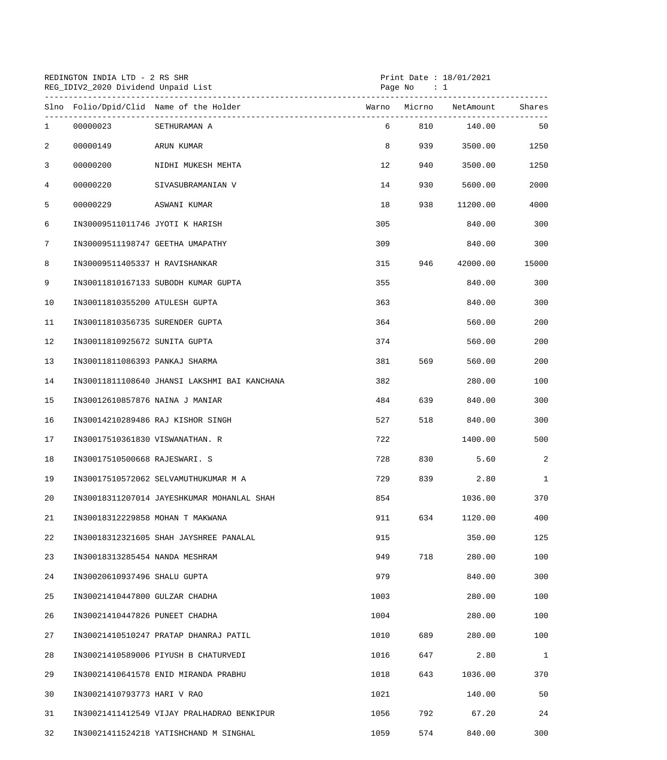REDINGTON INDIA LTD - 2 RS SHR
REG_IDIV2_2020 Dividend Unpaid List

Print Date : 18/01/2021
Page No : 1

| Slno | Folio/Dpid/Clid | Name of the Holder | Warno | Micrno | NetAmount | Shares |
|---|---|---|---|---|---|---|
| 1 | 00000023 | SETHURAMAN A | 6 | 810 | 140.00 | 50 |
| 2 | 00000149 | ARUN KUMAR | 8 | 939 | 3500.00 | 1250 |
| 3 | 00000200 | NIDHI MUKESH MEHTA | 12 | 940 | 3500.00 | 1250 |
| 4 | 00000220 | SIVASUBRAMANIAN V | 14 | 930 | 5600.00 | 2000 |
| 5 | 00000229 | ASWANI KUMAR | 18 | 938 | 11200.00 | 4000 |
| 6 | IN30009511011746 | JYOTI K HARISH | 305 | | 840.00 | 300 |
| 7 | IN30009511198747 | GEETHA UMAPATHY | 309 | | 840.00 | 300 |
| 8 | IN30009511405337 | H RAVISHANKAR | 315 | 946 | 42000.00 | 15000 |
| 9 | IN30011810167133 | SUBODH KUMAR GUPTA | 355 | | 840.00 | 300 |
| 10 | IN30011810355200 | ATULESH GUPTA | 363 | | 840.00 | 300 |
| 11 | IN30011810356735 | SURENDER GUPTA | 364 | | 560.00 | 200 |
| 12 | IN30011810925672 | SUNITA GUPTA | 374 | | 560.00 | 200 |
| 13 | IN30011811086393 | PANKAJ SHARMA | 381 | 569 | 560.00 | 200 |
| 14 | IN30011811108640 | JHANSI LAKSHMI BAI KANCHANA | 382 | | 280.00 | 100 |
| 15 | IN30012610857876 | NAINA J MANIAR | 484 | 639 | 840.00 | 300 |
| 16 | IN30014210289486 | RAJ KISHOR SINGH | 527 | 518 | 840.00 | 300 |
| 17 | IN30017510361830 | VISWANATHAN. R | 722 | | 1400.00 | 500 |
| 18 | IN30017510500668 | RAJESWARI. S | 728 | 830 | 5.60 | 2 |
| 19 | IN30017510572062 | SELVAMUTHUKUMAR M A | 729 | 839 | 2.80 | 1 |
| 20 | IN30018311207014 | JAYESHKUMAR MOHANLAL SHAH | 854 | | 1036.00 | 370 |
| 21 | IN30018312229858 | MOHAN T MAKWANA | 911 | 634 | 1120.00 | 400 |
| 22 | IN30018312321605 | SHAH JAYSHREE PANALAL | 915 | | 350.00 | 125 |
| 23 | IN30018313285454 | NANDA MESHRAM | 949 | 718 | 280.00 | 100 |
| 24 | IN30020610937496 | SHALU GUPTA | 979 | | 840.00 | 300 |
| 25 | IN30021410447800 | GULZAR CHADHA | 1003 | | 280.00 | 100 |
| 26 | IN30021410447826 | PUNEET CHADHA | 1004 | | 280.00 | 100 |
| 27 | IN30021410510247 | PRATAP DHANRAJ PATIL | 1010 | 689 | 280.00 | 100 |
| 28 | IN30021410589006 | PIYUSH B CHATURVEDI | 1016 | 647 | 2.80 | 1 |
| 29 | IN30021410641578 | ENID MIRANDA PRABHU | 1018 | 643 | 1036.00 | 370 |
| 30 | IN30021410793773 | HARI V RAO | 1021 | | 140.00 | 50 |
| 31 | IN30021411412549 | VIJAY PRALHADRAO BENKIPUR | 1056 | 792 | 67.20 | 24 |
| 32 | IN30021411524218 | YATISHCHAND M SINGHAL | 1059 | 574 | 840.00 | 300 |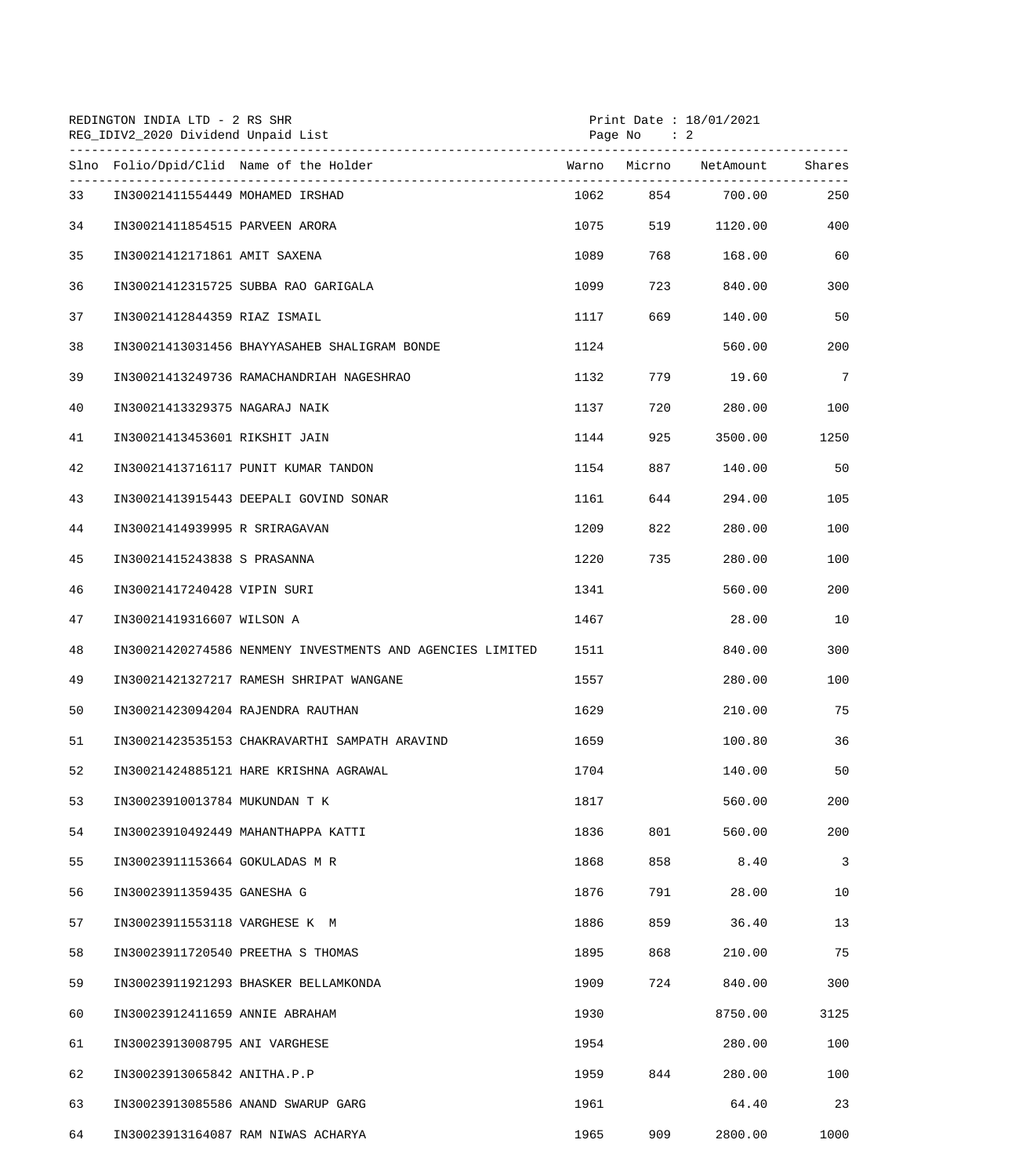REDINGTON INDIA LTD - 2 RS SHR
REG_IDIV2_2020 Dividend Unpaid List

Print Date : 18/01/2021
Page No : 2

| Slno | Folio/Dpid/Clid | Name of the Holder | Warno | Micrno | NetAmount | Shares |
|---|---|---|---|---|---|---|
| 33 | IN30021411554449 | MOHAMED IRSHAD | 1062 | 854 | 700.00 | 250 |
| 34 | IN30021411854515 | PARVEEN ARORA | 1075 | 519 | 1120.00 | 400 |
| 35 | IN30021412171861 | AMIT SAXENA | 1089 | 768 | 168.00 | 60 |
| 36 | IN30021412315725 | SUBBA RAO GARIGALA | 1099 | 723 | 840.00 | 300 |
| 37 | IN30021412844359 | RIAZ ISMAIL | 1117 | 669 | 140.00 | 50 |
| 38 | IN30021413031456 | BHAYYASAHEB SHALIGRAM BONDE | 1124 | | 560.00 | 200 |
| 39 | IN30021413249736 | RAMACHANDRIAH NAGESHRAO | 1132 | 779 | 19.60 | 7 |
| 40 | IN30021413329375 | NAGARAJ NAIK | 1137 | 720 | 280.00 | 100 |
| 41 | IN30021413453601 | RIKSHIT JAIN | 1144 | 925 | 3500.00 | 1250 |
| 42 | IN30021413716117 | PUNIT KUMAR TANDON | 1154 | 887 | 140.00 | 50 |
| 43 | IN30021413915443 | DEEPALI GOVIND SONAR | 1161 | 644 | 294.00 | 105 |
| 44 | IN30021414939995 | R SRIRAGAVAN | 1209 | 822 | 280.00 | 100 |
| 45 | IN30021415243838 | S PRASANNA | 1220 | 735 | 280.00 | 100 |
| 46 | IN30021417240428 | VIPIN SURI | 1341 | | 560.00 | 200 |
| 47 | IN30021419316607 | WILSON A | 1467 | | 28.00 | 10 |
| 48 | IN30021420274586 | NENMENY INVESTMENTS AND AGENCIES LIMITED | 1511 | | 840.00 | 300 |
| 49 | IN30021421327217 | RAMESH SHRIPAT WANGANE | 1557 | | 280.00 | 100 |
| 50 | IN30021423094204 | RAJENDRA RAUTHAN | 1629 | | 210.00 | 75 |
| 51 | IN30021423535153 | CHAKRAVARTHI SAMPATH ARAVIND | 1659 | | 100.80 | 36 |
| 52 | IN30021424885121 | HARE KRISHNA AGRAWAL | 1704 | | 140.00 | 50 |
| 53 | IN30023910013784 | MUKUNDAN T K | 1817 | | 560.00 | 200 |
| 54 | IN30023910492449 | MAHANTHAPPA KATTI | 1836 | 801 | 560.00 | 200 |
| 55 | IN30023911153664 | GOKULADAS M R | 1868 | 858 | 8.40 | 3 |
| 56 | IN30023911359435 | GANESHA G | 1876 | 791 | 28.00 | 10 |
| 57 | IN30023911553118 | VARGHESE K M | 1886 | 859 | 36.40 | 13 |
| 58 | IN30023911720540 | PREETHA S THOMAS | 1895 | 868 | 210.00 | 75 |
| 59 | IN30023911921293 | BHASKER BELLAMKONDA | 1909 | 724 | 840.00 | 300 |
| 60 | IN30023912411659 | ANNIE ABRAHAM | 1930 | | 8750.00 | 3125 |
| 61 | IN30023913008795 | ANI VARGHESE | 1954 | | 280.00 | 100 |
| 62 | IN30023913065842 | ANITHA.P.P | 1959 | 844 | 280.00 | 100 |
| 63 | IN30023913085586 | ANAND SWARUP GARG | 1961 | | 64.40 | 23 |
| 64 | IN30023913164087 | RAM NIWAS ACHARYA | 1965 | 909 | 2800.00 | 1000 |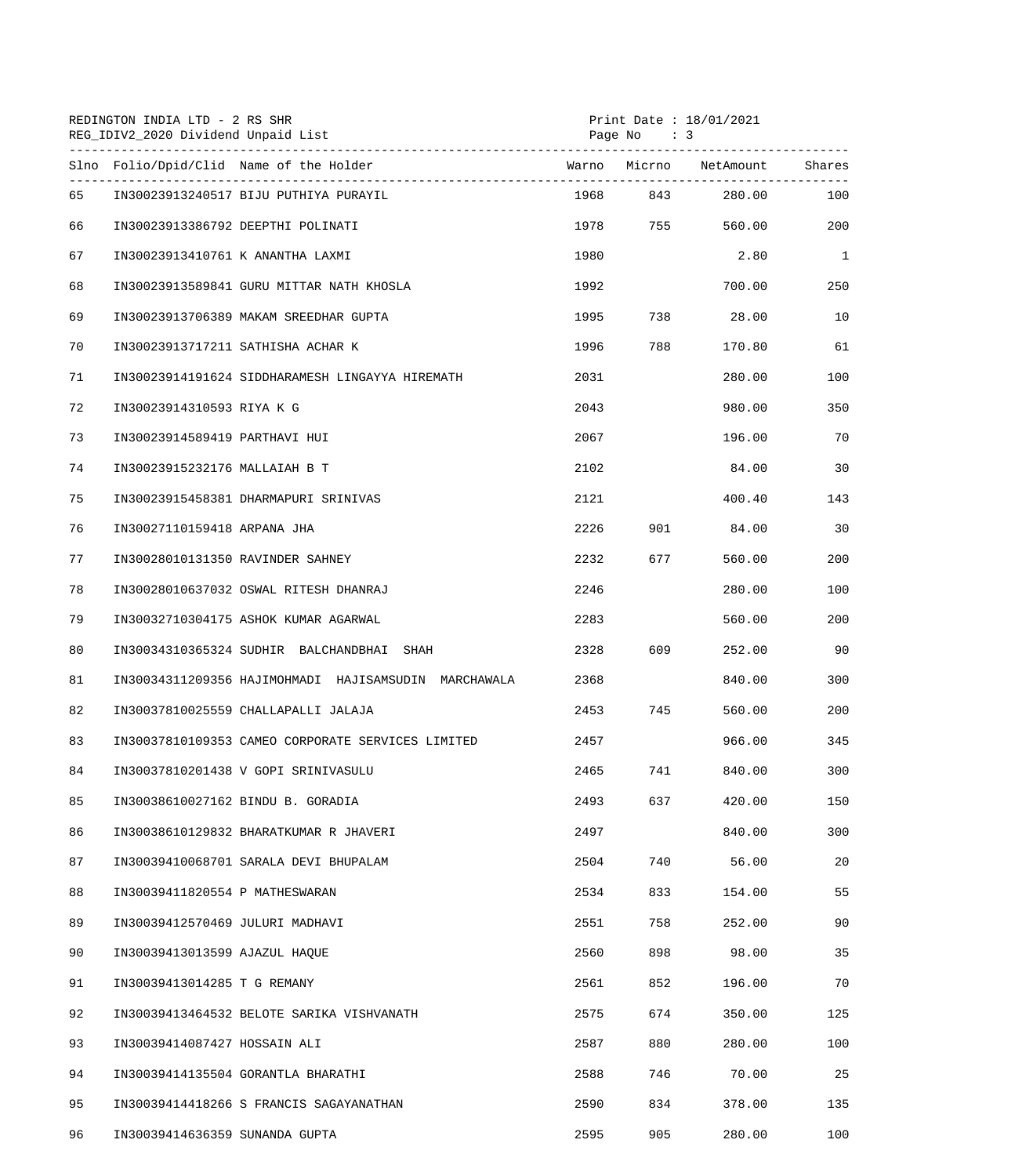REDINGTON INDIA LTD - 2 RS SHR
REG_IDIV2_2020 Dividend Unpaid List

Print Date : 18/01/2021
Page No : 3

| Slno | Folio/Dpid/Clid | Name of the Holder | Warno | Micrno | NetAmount | Shares |
|---|---|---|---|---|---|---|
| 65 | IN30023913240517 | BIJU PUTHIYA PURAYIL | 1968 | 843 | 280.00 | 100 |
| 66 | IN30023913386792 | DEEPTHI POLINATI | 1978 | 755 | 560.00 | 200 |
| 67 | IN30023913410761 | K ANANTHA LAXMI | 1980 | | 2.80 | 1 |
| 68 | IN30023913589841 | GURU MITTAR NATH KHOSLA | 1992 | | 700.00 | 250 |
| 69 | IN30023913706389 | MAKAM SREEDHAR GUPTA | 1995 | 738 | 28.00 | 10 |
| 70 | IN30023913717211 | SATHISHA ACHAR K | 1996 | 788 | 170.80 | 61 |
| 71 | IN30023914191624 | SIDDHARAMESH LINGAYYA HIREMATH | 2031 | | 280.00 | 100 |
| 72 | IN30023914310593 | RIYA K G | 2043 | | 980.00 | 350 |
| 73 | IN30023914589419 | PARTHAVI HUI | 2067 | | 196.00 | 70 |
| 74 | IN30023915232176 | MALLAIAH B T | 2102 | | 84.00 | 30 |
| 75 | IN30023915458381 | DHARMAPURI SRINIVAS | 2121 | | 400.40 | 143 |
| 76 | IN30027110159418 | ARPANA JHA | 2226 | 901 | 84.00 | 30 |
| 77 | IN30028010131350 | RAVINDER SAHNEY | 2232 | 677 | 560.00 | 200 |
| 78 | IN30028010637032 | OSWAL RITESH DHANRAJ | 2246 | | 280.00 | 100 |
| 79 | IN30032710304175 | ASHOK KUMAR AGARWAL | 2283 | | 560.00 | 200 |
| 80 | IN30034310365324 | SUDHIR BALCHANDBHAI SHAH | 2328 | 609 | 252.00 | 90 |
| 81 | IN30034311209356 | HAJIMOHMADI HAJISAMSUDIN MARCHAWALA | 2368 | | 840.00 | 300 |
| 82 | IN30037810025559 | CHALLAPALLI JALAJA | 2453 | 745 | 560.00 | 200 |
| 83 | IN30037810109353 | CAMEO CORPORATE SERVICES LIMITED | 2457 | | 966.00 | 345 |
| 84 | IN30037810201438 | V GOPI SRINIVASULU | 2465 | 741 | 840.00 | 300 |
| 85 | IN30038610027162 | BINDU B. GORADIA | 2493 | 637 | 420.00 | 150 |
| 86 | IN30038610129832 | BHARATKUMAR R JHAVERI | 2497 | | 840.00 | 300 |
| 87 | IN30039410068701 | SARALA DEVI BHUPALAM | 2504 | 740 | 56.00 | 20 |
| 88 | IN30039411820554 | P MATHESWARAN | 2534 | 833 | 154.00 | 55 |
| 89 | IN30039412570469 | JULURI MADHAVI | 2551 | 758 | 252.00 | 90 |
| 90 | IN30039413013599 | AJAZUL HAQUE | 2560 | 898 | 98.00 | 35 |
| 91 | IN30039413014285 | T G REMANY | 2561 | 852 | 196.00 | 70 |
| 92 | IN30039413464532 | BELOTE SARIKA VISHVANATH | 2575 | 674 | 350.00 | 125 |
| 93 | IN30039414087427 | HOSSAIN ALI | 2587 | 880 | 280.00 | 100 |
| 94 | IN30039414135504 | GORANTLA BHARATHI | 2588 | 746 | 70.00 | 25 |
| 95 | IN30039414418266 | S FRANCIS SAGAYANATHAN | 2590 | 834 | 378.00 | 135 |
| 96 | IN30039414636359 | SUNANDA GUPTA | 2595 | 905 | 280.00 | 100 |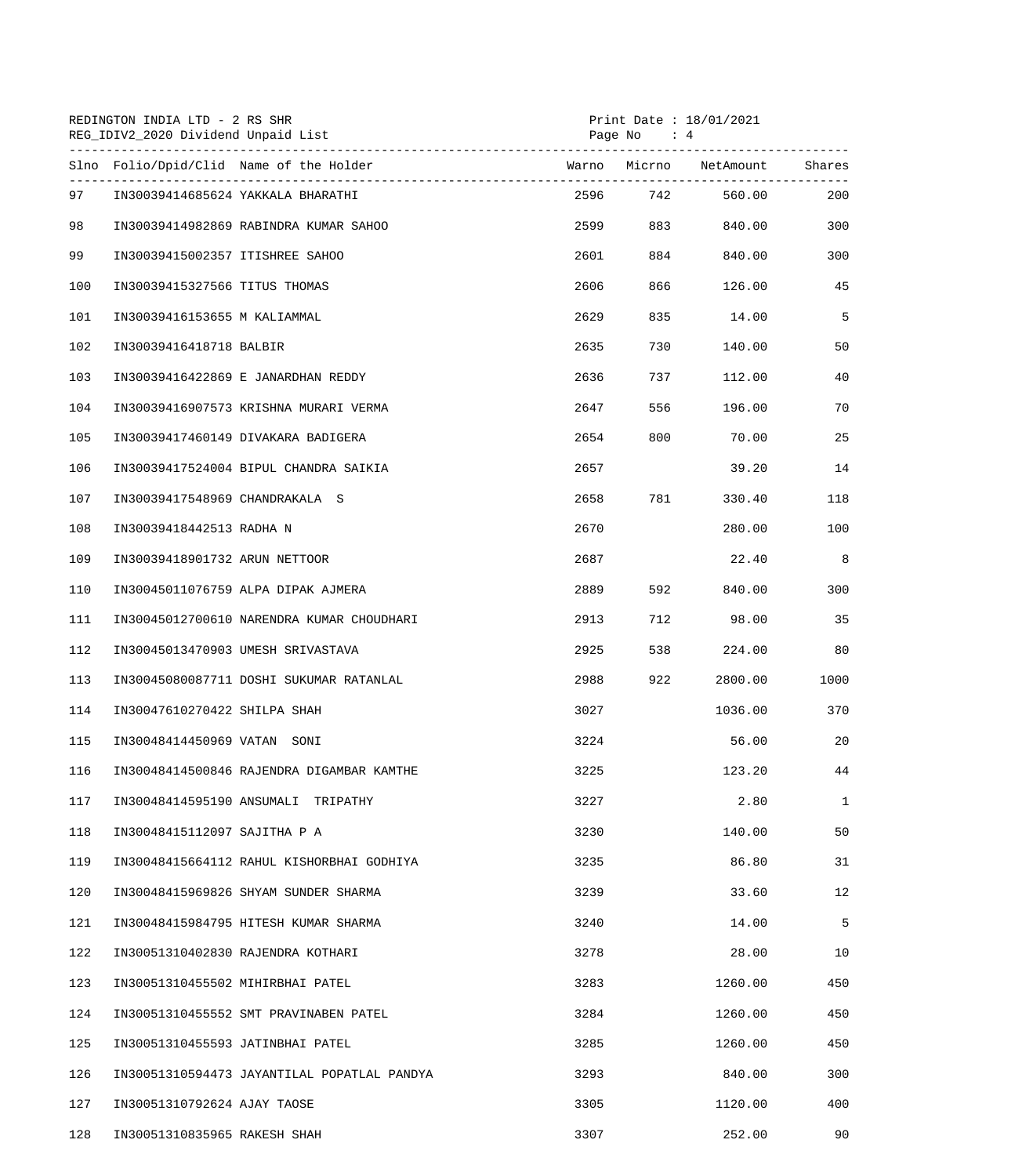REDINGTON INDIA LTD - 2 RS SHR
REG_IDIV2_2020 Dividend Unpaid List

Print Date : 18/01/2021
Page No : 4

| Slno | Folio/Dpid/Clid | Name of the Holder | Warno | Micrno | NetAmount | Shares |
|---|---|---|---|---|---|---|
| 97 | IN30039414685624 | YAKKALA BHARATHI | 2596 | 742 | 560.00 | 200 |
| 98 | IN30039414982869 | RABINDRA KUMAR SAHOO | 2599 | 883 | 840.00 | 300 |
| 99 | IN30039415002357 | ITISHREE SAHOO | 2601 | 884 | 840.00 | 300 |
| 100 | IN30039415327566 | TITUS THOMAS | 2606 | 866 | 126.00 | 45 |
| 101 | IN30039416153655 | M KALIAMMAL | 2629 | 835 | 14.00 | 5 |
| 102 | IN30039416418718 | BALBIR | 2635 | 730 | 140.00 | 50 |
| 103 | IN30039416422869 | E JANARDHAN REDDY | 2636 | 737 | 112.00 | 40 |
| 104 | IN30039416907573 | KRISHNA MURARI VERMA | 2647 | 556 | 196.00 | 70 |
| 105 | IN30039417460149 | DIVAKARA BADIGERA | 2654 | 800 | 70.00 | 25 |
| 106 | IN30039417524004 | BIPUL CHANDRA SAIKIA | 2657 | | 39.20 | 14 |
| 107 | IN30039417548969 | CHANDRAKALA S | 2658 | 781 | 330.40 | 118 |
| 108 | IN30039418442513 | RADHA N | 2670 | | 280.00 | 100 |
| 109 | IN30039418901732 | ARUN NETTOOR | 2687 | | 22.40 | 8 |
| 110 | IN30045011076759 | ALPA DIPAK AJMERA | 2889 | 592 | 840.00 | 300 |
| 111 | IN30045012700610 | NARENDRA KUMAR CHOUDHARI | 2913 | 712 | 98.00 | 35 |
| 112 | IN30045013470903 | UMESH SRIVASTAVA | 2925 | 538 | 224.00 | 80 |
| 113 | IN30045080087711 | DOSHI SUKUMAR RATANLAL | 2988 | 922 | 2800.00 | 1000 |
| 114 | IN30047610270422 | SHILPA SHAH | 3027 | | 1036.00 | 370 |
| 115 | IN30048414450969 | VATAN SONI | 3224 | | 56.00 | 20 |
| 116 | IN30048414500846 | RAJENDRA DIGAMBAR KAMTHE | 3225 | | 123.20 | 44 |
| 117 | IN30048414595190 | ANSUMALI TRIPATHY | 3227 | | 2.80 | 1 |
| 118 | IN30048415112097 | SAJITHA P A | 3230 | | 140.00 | 50 |
| 119 | IN30048415664112 | RAHUL KISHORBHAI GODHIYA | 3235 | | 86.80 | 31 |
| 120 | IN30048415969826 | SHYAM SUNDER SHARMA | 3239 | | 33.60 | 12 |
| 121 | IN30048415984795 | HITESH KUMAR SHARMA | 3240 | | 14.00 | 5 |
| 122 | IN30051310402830 | RAJENDRA KOTHARI | 3278 | | 28.00 | 10 |
| 123 | IN30051310455502 | MIHIRBHAI PATEL | 3283 | | 1260.00 | 450 |
| 124 | IN30051310455552 | SMT PRAVINABEN PATEL | 3284 | | 1260.00 | 450 |
| 125 | IN30051310455593 | JATINBHAI PATEL | 3285 | | 1260.00 | 450 |
| 126 | IN30051310594473 | JAYANTILAL POPATLAL PANDYA | 3293 | | 840.00 | 300 |
| 127 | IN30051310792624 | AJAY TAOSE | 3305 | | 1120.00 | 400 |
| 128 | IN30051310835965 | RAKESH SHAH | 3307 | | 252.00 | 90 |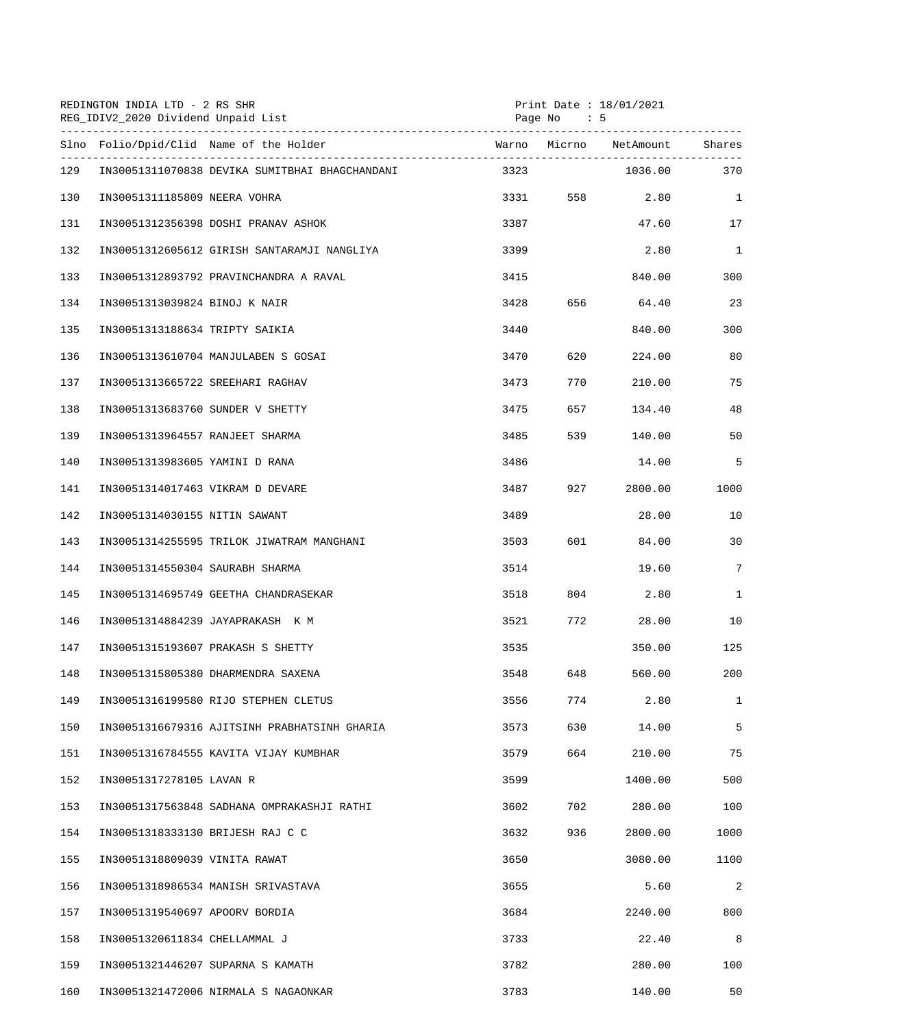REDINGTON INDIA LTD - 2 RS SHR
REG_IDIV2_2020 Dividend Unpaid List

Print Date : 18/01/2021

| Slno | Folio/Dpid/Clid | Name of the Holder | Warno | Micrno | NetAmount | Shares |
|---|---|---|---|---|---|---|
| 129 | IN30051311070838 | DEVIKA SUMITBHAI BHAGCHANDANI | 3323 | | 1036.00 | 370 |
| 130 | IN30051311185809 | NEERA VOHRA | 3331 | 558 | 2.80 | 1 |
| 131 | IN30051312356398 | DOSHI PRANAV ASHOK | 3387 | | 47.60 | 17 |
| 132 | IN30051312605612 | GIRISH SANTARAMJI NANGLIYA | 3399 | | 2.80 | 1 |
| 133 | IN30051312893792 | PRAVINCHANDRA A RAVAL | 3415 | | 840.00 | 300 |
| 134 | IN30051313039824 | BINOJ K NAIR | 3428 | 656 | 64.40 | 23 |
| 135 | IN30051313188634 | TRIPTY SAIKIA | 3440 | | 840.00 | 300 |
| 136 | IN30051313610704 | MANJULABEN S GOSAI | 3470 | 620 | 224.00 | 80 |
| 137 | IN30051313665722 | SREEHARI RAGHAV | 3473 | 770 | 210.00 | 75 |
| 138 | IN30051313683760 | SUNDER V SHETTY | 3475 | 657 | 134.40 | 48 |
| 139 | IN30051313964557 | RANJEET SHARMA | 3485 | 539 | 140.00 | 50 |
| 140 | IN30051313983605 | YAMINI D RANA | 3486 | | 14.00 | 5 |
| 141 | IN30051314017463 | VIKRAM D DEVARE | 3487 | 927 | 2800.00 | 1000 |
| 142 | IN30051314030155 | NITIN SAWANT | 3489 | | 28.00 | 10 |
| 143 | IN30051314255595 | TRILOK JIWATRAM MANGHANI | 3503 | 601 | 84.00 | 30 |
| 144 | IN30051314550304 | SAURABH SHARMA | 3514 | | 19.60 | 7 |
| 145 | IN30051314695749 | GEETHA CHANDRASEKAR | 3518 | 804 | 2.80 | 1 |
| 146 | IN30051314884239 | JAYAPRAKASH K M | 3521 | 772 | 28.00 | 10 |
| 147 | IN30051315193607 | PRAKASH S SHETTY | 3535 | | 350.00 | 125 |
| 148 | IN30051315805380 | DHARMENDRA SAXENA | 3548 | 648 | 560.00 | 200 |
| 149 | IN30051316199580 | RIJO STEPHEN CLETUS | 3556 | 774 | 2.80 | 1 |
| 150 | IN30051316679316 | AJITSINH PRABHATSINH GHARIA | 3573 | 630 | 14.00 | 5 |
| 151 | IN30051316784555 | KAVITA VIJAY KUMBHAR | 3579 | 664 | 210.00 | 75 |
| 152 | IN30051317278105 | LAVAN R | 3599 | | 1400.00 | 500 |
| 153 | IN30051317563848 | SADHANA OMPRAKASHJI RATHI | 3602 | 702 | 280.00 | 100 |
| 154 | IN30051318333130 | BRIJESH RAJ C C | 3632 | 936 | 2800.00 | 1000 |
| 155 | IN30051318809039 | VINITA RAWAT | 3650 | | 3080.00 | 1100 |
| 156 | IN30051318986534 | MANISH SRIVASTAVA | 3655 | | 5.60 | 2 |
| 157 | IN30051319540697 | APOORV BORDIA | 3684 | | 2240.00 | 800 |
| 158 | IN30051320611834 | CHELLAMMAL J | 3733 | | 22.40 | 8 |
| 159 | IN30051321446207 | SUPARNA S KAMATH | 3782 | | 280.00 | 100 |
| 160 | IN30051321472006 | NIRMALA S NAGAONKAR | 3783 | | 140.00 | 50 |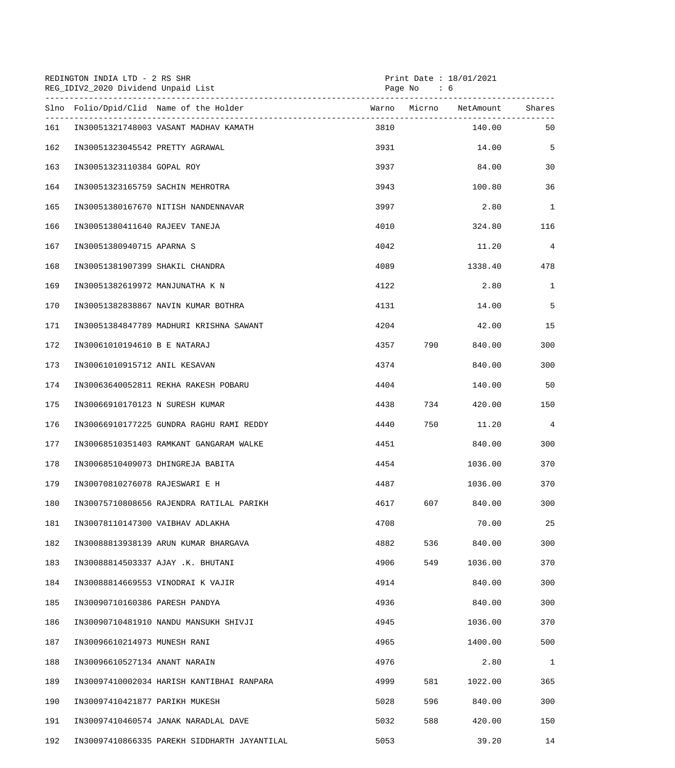REDINGTON INDIA LTD - 2 RS SHR
REG_IDIV2_2020 Dividend Unpaid List

Print Date : 18/01/2021

| Slno | Folio/Dpid/Clid | Name of the Holder | Warno | Micrno | NetAmount | Shares |
|---|---|---|---|---|---|---|
| 161 | IN30051321748003 | VASANT MADHAV KAMATH | 3810 | | 140.00 | 50 |
| 162 | IN30051323045542 | PRETTY AGRAWAL | 3931 | | 14.00 | 5 |
| 163 | IN30051323110384 | GOPAL ROY | 3937 | | 84.00 | 30 |
| 164 | IN30051323165759 | SACHIN MEHROTRA | 3943 | | 100.80 | 36 |
| 165 | IN30051380167670 | NITISH NANDENNAVAR | 3997 | | 2.80 | 1 |
| 166 | IN30051380411640 | RAJEEV TANEJA | 4010 | | 324.80 | 116 |
| 167 | IN30051380940715 | APARNA S | 4042 | | 11.20 | 4 |
| 168 | IN30051381907399 | SHAKIL CHANDRA | 4089 | | 1338.40 | 478 |
| 169 | IN30051382619972 | MANJUNATHA K N | 4122 | | 2.80 | 1 |
| 170 | IN30051382838867 | NAVIN KUMAR BOTHRA | 4131 | | 14.00 | 5 |
| 171 | IN30051384847789 | MADHURI KRISHNA SAWANT | 4204 | | 42.00 | 15 |
| 172 | IN30061010194610 | B E NATARAJ | 4357 | 790 | 840.00 | 300 |
| 173 | IN30061010915712 | ANIL KESAVAN | 4374 | | 840.00 | 300 |
| 174 | IN30063640052811 | REKHA RAKESH POBARU | 4404 | | 140.00 | 50 |
| 175 | IN30066910170123 | N SURESH KUMAR | 4438 | 734 | 420.00 | 150 |
| 176 | IN30066910177225 | GUNDRA RAGHU RAMI REDDY | 4440 | 750 | 11.20 | 4 |
| 177 | IN30068510351403 | RAMKANT GANGARAM WALKE | 4451 | | 840.00 | 300 |
| 178 | IN30068510409073 | DHINGREJA BABITA | 4454 | | 1036.00 | 370 |
| 179 | IN30070810276078 | RAJESWARI E H | 4487 | | 1036.00 | 370 |
| 180 | IN30075710808656 | RAJENDRA RATILAL PARIKH | 4617 | 607 | 840.00 | 300 |
| 181 | IN30078110147300 | VAIBHAV ADLAKHA | 4708 | | 70.00 | 25 |
| 182 | IN30088813938139 | ARUN KUMAR BHARGAVA | 4882 | 536 | 840.00 | 300 |
| 183 | IN30088814503337 | AJAY .K. BHUTANI | 4906 | 549 | 1036.00 | 370 |
| 184 | IN30088814669553 | VINODRAI K VAJIR | 4914 | | 840.00 | 300 |
| 185 | IN30090710160386 | PARESH PANDYA | 4936 | | 840.00 | 300 |
| 186 | IN30090710481910 | NANDU MANSUKH SHIVJI | 4945 | | 1036.00 | 370 |
| 187 | IN30096610214973 | MUNESH RANI | 4965 | | 1400.00 | 500 |
| 188 | IN30096610527134 | ANANT NARAIN | 4976 | | 2.80 | 1 |
| 189 | IN30097410002034 | HARISH KANTIBHAI RANPARA | 4999 | 581 | 1022.00 | 365 |
| 190 | IN30097410421877 | PARIKH MUKESH | 5028 | 596 | 840.00 | 300 |
| 191 | IN30097410460574 | JANAK NARADLAL DAVE | 5032 | 588 | 420.00 | 150 |
| 192 | IN30097410866335 | PAREKH SIDDHARTH JAYANTILAL | 5053 | | 39.20 | 14 |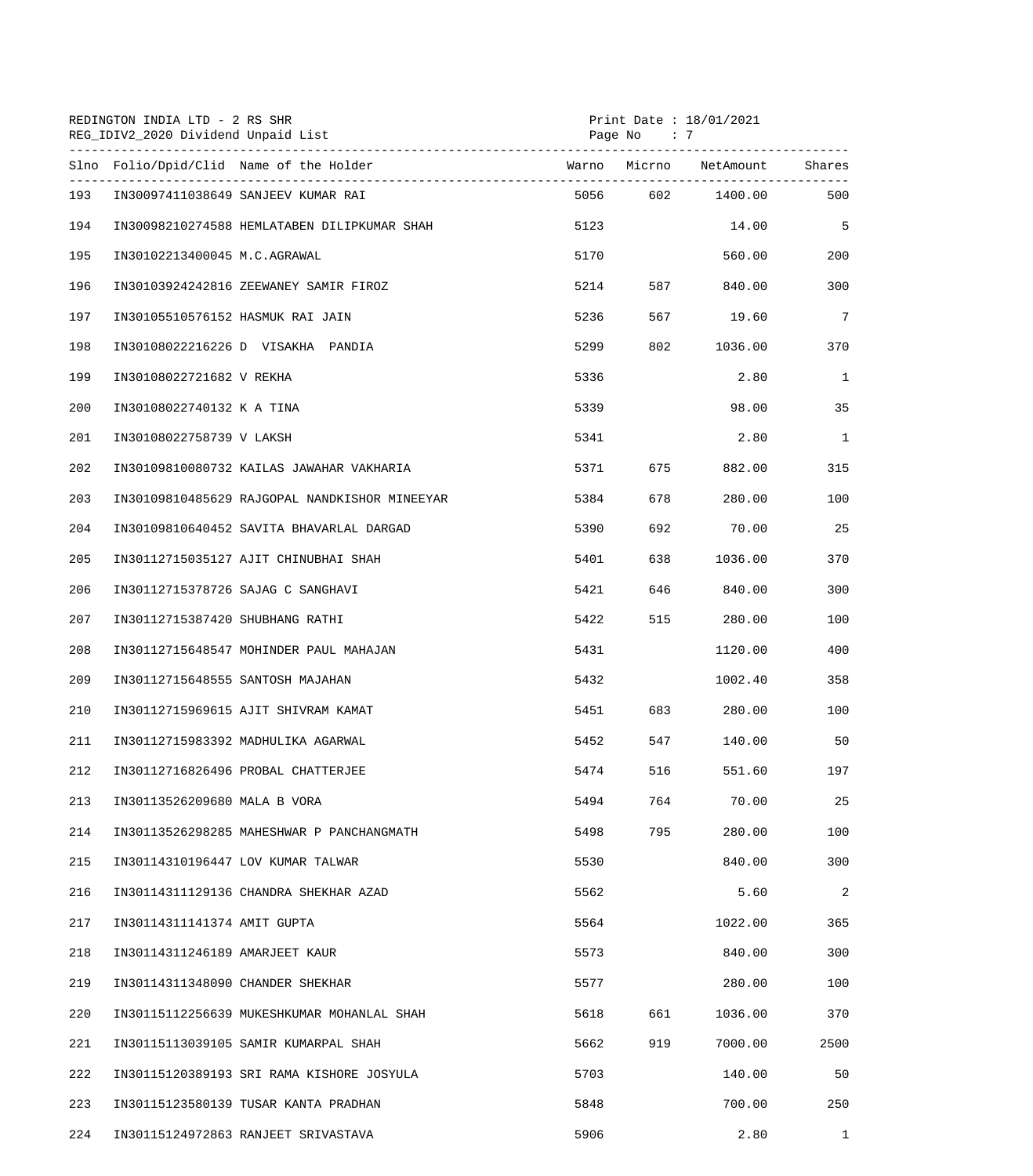REDINGTON INDIA LTD - 2 RS SHR
REG_IDIV2_2020 Dividend Unpaid List

Print Date : 18/01/2021

| Slno | Folio/Dpid/Clid | Name of the Holder | Warno | Micrno | NetAmount | Shares |
|---|---|---|---|---|---|---|
| 193 | IN30097411038649 | SANJEEV KUMAR RAI | 5056 | 602 | 1400.00 | 500 |
| 194 | IN30098210274588 | HEMLATABEN DILIPKUMAR SHAH | 5123 | | 14.00 | 5 |
| 195 | IN30102213400045 | M.C.AGRAWAL | 5170 | | 560.00 | 200 |
| 196 | IN30103924242816 | ZEEWANEY SAMIR FIROZ | 5214 | 587 | 840.00 | 300 |
| 197 | IN30105510576152 | HASMUK RAI JAIN | 5236 | 567 | 19.60 | 7 |
| 198 | IN30108022216226 | D VISAKHA PANDIA | 5299 | 802 | 1036.00 | 370 |
| 199 | IN30108022721682 | V REKHA | 5336 | | 2.80 | 1 |
| 200 | IN30108022740132 | K A TINA | 5339 | | 98.00 | 35 |
| 201 | IN30108022758739 | V LAKSH | 5341 | | 2.80 | 1 |
| 202 | IN30109810080732 | KAILAS JAWAHAR VAKHARIA | 5371 | 675 | 882.00 | 315 |
| 203 | IN30109810485629 | RAJGOPAL NANDKISHOR MINEEYAR | 5384 | 678 | 280.00 | 100 |
| 204 | IN30109810640452 | SAVITA BHAVARLAL DARGAD | 5390 | 692 | 70.00 | 25 |
| 205 | IN30112715035127 | AJIT CHINUBHAI SHAH | 5401 | 638 | 1036.00 | 370 |
| 206 | IN30112715378726 | SAJAG C SANGHAVI | 5421 | 646 | 840.00 | 300 |
| 207 | IN30112715387420 | SHUBHANG RATHI | 5422 | 515 | 280.00 | 100 |
| 208 | IN30112715648547 | MOHINDER PAUL MAHAJAN | 5431 | | 1120.00 | 400 |
| 209 | IN30112715648555 | SANTOSH MAJAHAN | 5432 | | 1002.40 | 358 |
| 210 | IN30112715969615 | AJIT SHIVRAM KAMAT | 5451 | 683 | 280.00 | 100 |
| 211 | IN30112715983392 | MADHULIKA AGARWAL | 5452 | 547 | 140.00 | 50 |
| 212 | IN30112716826496 | PROBAL CHATTERJEE | 5474 | 516 | 551.60 | 197 |
| 213 | IN30113526209680 | MALA B VORA | 5494 | 764 | 70.00 | 25 |
| 214 | IN30113526298285 | MAHESHWAR P PANCHANGMATH | 5498 | 795 | 280.00 | 100 |
| 215 | IN30114310196447 | LOV KUMAR TALWAR | 5530 | | 840.00 | 300 |
| 216 | IN30114311129136 | CHANDRA SHEKHAR AZAD | 5562 | | 5.60 | 2 |
| 217 | IN30114311141374 | AMIT GUPTA | 5564 | | 1022.00 | 365 |
| 218 | IN30114311246189 | AMARJEET KAUR | 5573 | | 840.00 | 300 |
| 219 | IN30114311348090 | CHANDER SHEKHAR | 5577 | | 280.00 | 100 |
| 220 | IN30115112256639 | MUKESHKUMAR MOHANLAL SHAH | 5618 | 661 | 1036.00 | 370 |
| 221 | IN30115113039105 | SAMIR KUMARPAL SHAH | 5662 | 919 | 7000.00 | 2500 |
| 222 | IN30115120389193 | SRI RAMA KISHORE JOSYULA | 5703 | | 140.00 | 50 |
| 223 | IN30115123580139 | TUSAR KANTA PRADHAN | 5848 | | 700.00 | 250 |
| 224 | IN30115124972863 | RANJEET SRIVASTAVA | 5906 | | 2.80 | 1 |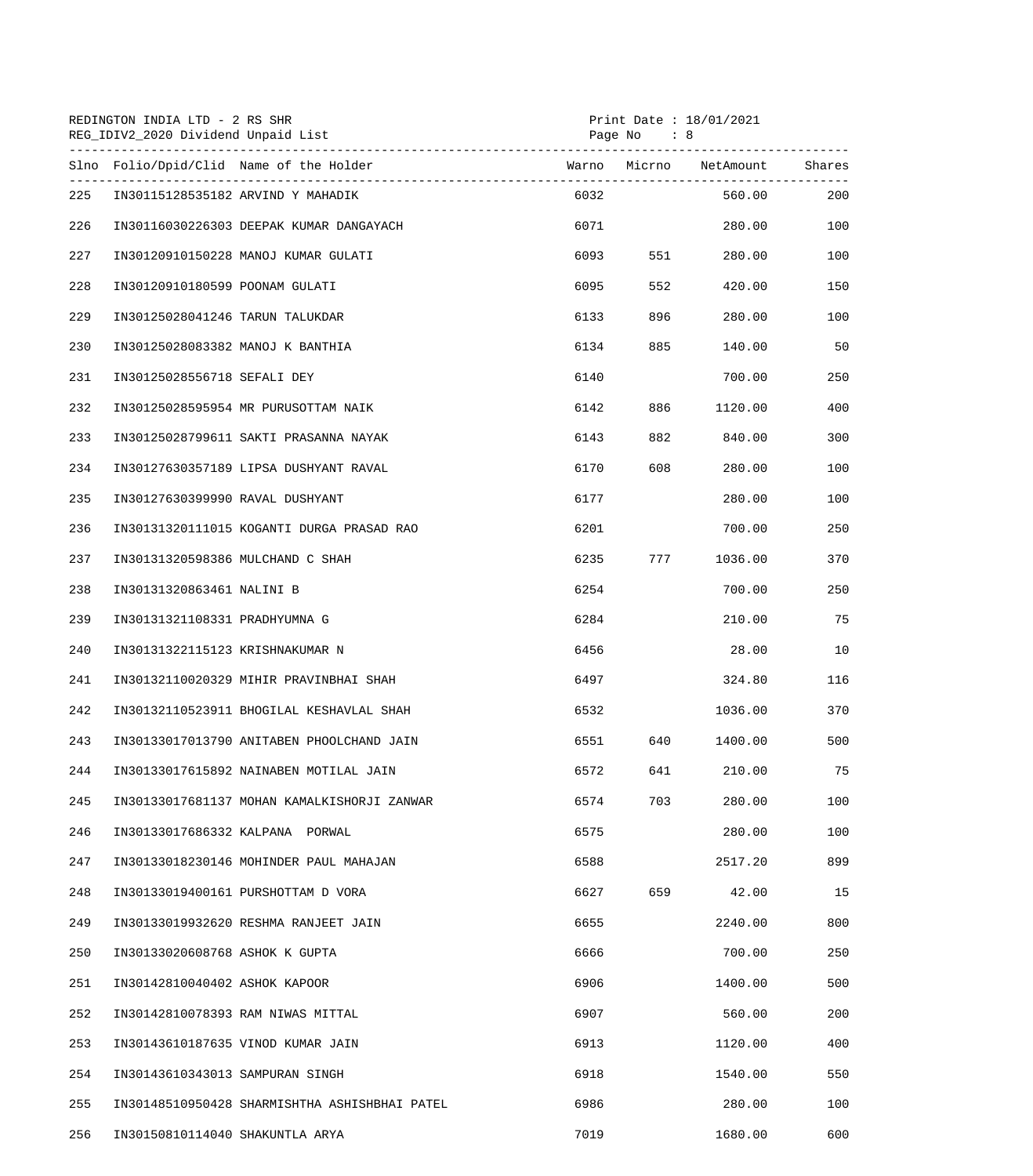REDINGTON INDIA LTD - 2 RS SHR
REG_IDIV2_2020 Dividend Unpaid List

Print Date : 18/01/2021

| Slno | Folio/Dpid/Clid | Name of the Holder | Warno | Micrno | NetAmount | Shares |
|---|---|---|---|---|---|---|
| 225 | IN30115128535182 | ARVIND Y MAHADIK | 6032 | | 560.00 | 200 |
| 226 | IN30116030226303 | DEEPAK KUMAR DANGAYACH | 6071 | | 280.00 | 100 |
| 227 | IN30120910150228 | MANOJ KUMAR GULATI | 6093 | 551 | 280.00 | 100 |
| 228 | IN30120910180599 | POONAM GULATI | 6095 | 552 | 420.00 | 150 |
| 229 | IN30125028041246 | TARUN TALUKDAR | 6133 | 896 | 280.00 | 100 |
| 230 | IN30125028083382 | MANOJ K BANTHIA | 6134 | 885 | 140.00 | 50 |
| 231 | IN30125028556718 | SEFALI DEY | 6140 | | 700.00 | 250 |
| 232 | IN30125028595954 | MR PURUSOTTAM NAIK | 6142 | 886 | 1120.00 | 400 |
| 233 | IN30125028799611 | SAKTI PRASANNA NAYAK | 6143 | 882 | 840.00 | 300 |
| 234 | IN30127630357189 | LIPSA DUSHYANT RAVAL | 6170 | 608 | 280.00 | 100 |
| 235 | IN30127630399990 | RAVAL DUSHYANT | 6177 | | 280.00 | 100 |
| 236 | IN30131320111015 | KOGANTI DURGA PRASAD RAO | 6201 | | 700.00 | 250 |
| 237 | IN30131320598386 | MULCHAND C SHAH | 6235 | 777 | 1036.00 | 370 |
| 238 | IN30131320863461 | NALINI B | 6254 | | 700.00 | 250 |
| 239 | IN30131321108331 | PRADHYUMNA G | 6284 | | 210.00 | 75 |
| 240 | IN30131322115123 | KRISHNAKUMAR N | 6456 | | 28.00 | 10 |
| 241 | IN30132110020329 | MIHIR PRAVINBHAI SHAH | 6497 | | 324.80 | 116 |
| 242 | IN30132110523911 | BHOGILAL KESHAVLAL SHAH | 6532 | | 1036.00 | 370 |
| 243 | IN30133017013790 | ANITABEN PHOOLCHAND JAIN | 6551 | 640 | 1400.00 | 500 |
| 244 | IN30133017615892 | NAINABEN MOTILAL JAIN | 6572 | 641 | 210.00 | 75 |
| 245 | IN30133017681137 | MOHAN KAMALKISHORJI ZANWAR | 6574 | 703 | 280.00 | 100 |
| 246 | IN30133017686332 | KALPANA PORWAL | 6575 | | 280.00 | 100 |
| 247 | IN30133018230146 | MOHINDER PAUL MAHAJAN | 6588 | | 2517.20 | 899 |
| 248 | IN30133019400161 | PURSHOTTAM D VORA | 6627 | 659 | 42.00 | 15 |
| 249 | IN30133019932620 | RESHMA RANJEET JAIN | 6655 | | 2240.00 | 800 |
| 250 | IN30133020608768 | ASHOK K GUPTA | 6666 | | 700.00 | 250 |
| 251 | IN30142810040402 | ASHOK KAPOOR | 6906 | | 1400.00 | 500 |
| 252 | IN30142810078393 | RAM NIWAS MITTAL | 6907 | | 560.00 | 200 |
| 253 | IN30143610187635 | VINOD KUMAR JAIN | 6913 | | 1120.00 | 400 |
| 254 | IN30143610343013 | SAMPURAN SINGH | 6918 | | 1540.00 | 550 |
| 255 | IN30148510950428 | SHARMISHTHA ASHISHBHAI PATEL | 6986 | | 280.00 | 100 |
| 256 | IN30150810114040 | SHAKUNTLA ARYA | 7019 | | 1680.00 | 600 |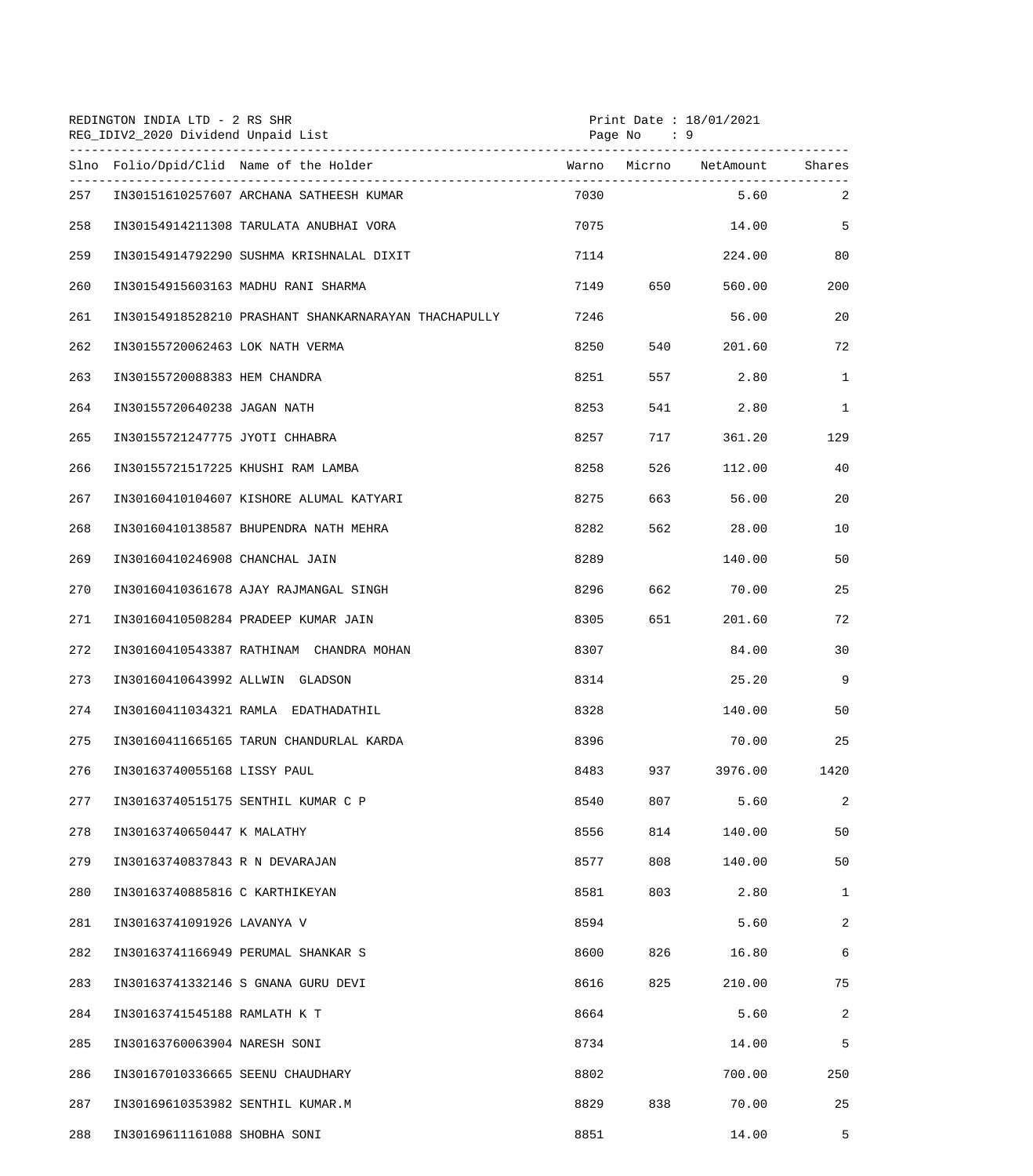REDINGTON INDIA LTD - 2 RS SHR
REG_IDIV2_2020 Dividend Unpaid List

Print Date : 18/01/2021

| Slno | Folio/Dpid/Clid | Name of the Holder | Warno | Micrno | NetAmount | Shares |
|---|---|---|---|---|---|---|
| 257 | IN30151610257607 | ARCHANA SATHEESH KUMAR | 7030 | | 5.60 | 2 |
| 258 | IN30154914211308 | TARULATA ANUBHAI VORA | 7075 | | 14.00 | 5 |
| 259 | IN30154914792290 | SUSHMA KRISHNALAL DIXIT | 7114 | | 224.00 | 80 |
| 260 | IN30154915603163 | MADHU RANI SHARMA | 7149 | 650 | 560.00 | 200 |
| 261 | IN30154918528210 | PRASHANT SHANKARNARAYAN THACHAPULLY | 7246 | | 56.00 | 20 |
| 262 | IN30155720062463 | LOK NATH VERMA | 8250 | 540 | 201.60 | 72 |
| 263 | IN30155720088383 | HEM CHANDRA | 8251 | 557 | 2.80 | 1 |
| 264 | IN30155720640238 | JAGAN NATH | 8253 | 541 | 2.80 | 1 |
| 265 | IN30155721247775 | JYOTI CHHABRA | 8257 | 717 | 361.20 | 129 |
| 266 | IN30155721517225 | KHUSHI RAM LAMBA | 8258 | 526 | 112.00 | 40 |
| 267 | IN30160410104607 | KISHORE ALUMAL KATYARI | 8275 | 663 | 56.00 | 20 |
| 268 | IN30160410138587 | BHUPENDRA NATH MEHRA | 8282 | 562 | 28.00 | 10 |
| 269 | IN30160410246908 | CHANCHAL JAIN | 8289 | | 140.00 | 50 |
| 270 | IN30160410361678 | AJAY RAJMANGAL SINGH | 8296 | 662 | 70.00 | 25 |
| 271 | IN30160410508284 | PRADEEP KUMAR JAIN | 8305 | 651 | 201.60 | 72 |
| 272 | IN30160410543387 | RATHINAM CHANDRA MOHAN | 8307 | | 84.00 | 30 |
| 273 | IN30160410643992 | ALLWIN GLADSON | 8314 | | 25.20 | 9 |
| 274 | IN30160411034321 | RAMLA EDATHADATHIL | 8328 | | 140.00 | 50 |
| 275 | IN30160411665165 | TARUN CHANDURLAL KARDA | 8396 | | 70.00 | 25 |
| 276 | IN30163740055168 | LISSY PAUL | 8483 | 937 | 3976.00 | 1420 |
| 277 | IN30163740515175 | SENTHIL KUMAR C P | 8540 | 807 | 5.60 | 2 |
| 278 | IN30163740650447 | K MALATHY | 8556 | 814 | 140.00 | 50 |
| 279 | IN30163740837843 | R N DEVARAJAN | 8577 | 808 | 140.00 | 50 |
| 280 | IN30163740885816 | C KARTHIKEYAN | 8581 | 803 | 2.80 | 1 |
| 281 | IN30163741091926 | LAVANYA V | 8594 | | 5.60 | 2 |
| 282 | IN30163741166949 | PERUMAL SHANKAR S | 8600 | 826 | 16.80 | 6 |
| 283 | IN30163741332146 | S GNANA GURU DEVI | 8616 | 825 | 210.00 | 75 |
| 284 | IN30163741545188 | RAMLATH K T | 8664 | | 5.60 | 2 |
| 285 | IN30163760063904 | NARESH SONI | 8734 | | 14.00 | 5 |
| 286 | IN30167010336665 | SEENU CHAUDHARY | 8802 | | 700.00 | 250 |
| 287 | IN30169610353982 | SENTHIL KUMAR.M | 8829 | 838 | 70.00 | 25 |
| 288 | IN30169611161088 | SHOBHA SONI | 8851 | | 14.00 | 5 |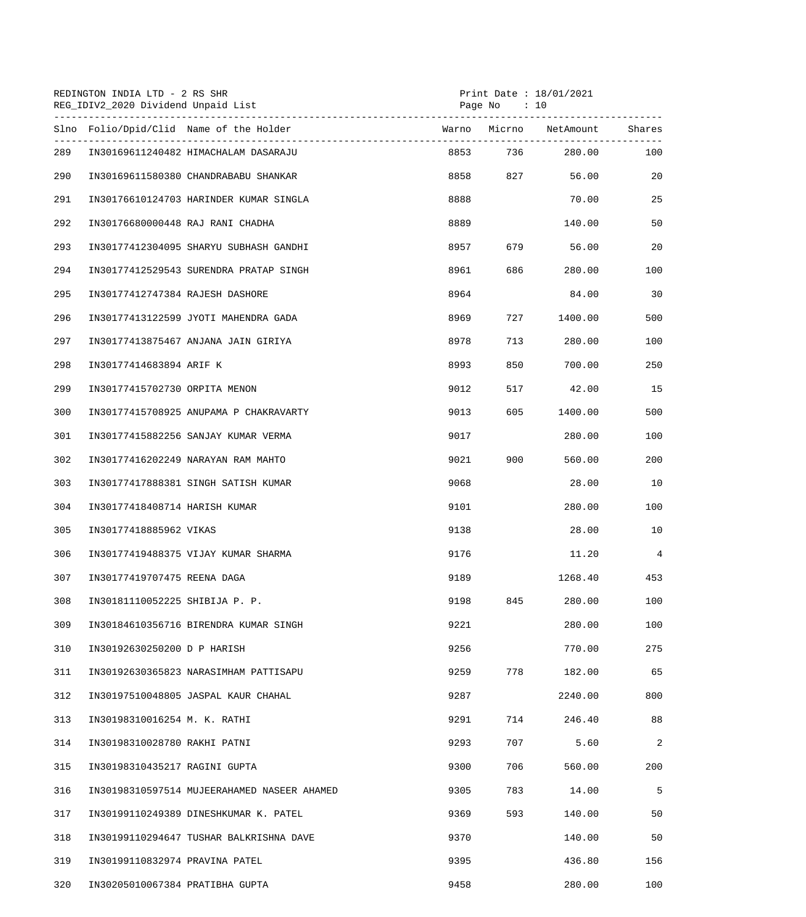REDINGTON INDIA LTD - 2 RS SHR
REG_IDIV2_2020 Dividend Unpaid List

Print Date : 18/01/2021

| Slno | Folio/Dpid/Clid | Name of the Holder | Warno | Micrno | NetAmount | Shares |
|---|---|---|---|---|---|---|
| 289 | IN30169611240482 | HIMACHALAM DASARAJU | 8853 | 736 | 280.00 | 100 |
| 290 | IN30169611580380 | CHANDRABABU SHANKAR | 8858 | 827 | 56.00 | 20 |
| 291 | IN30176610124703 | HARINDER KUMAR SINGLA | 8888 | | 70.00 | 25 |
| 292 | IN30176680000448 | RAJ RANI CHADHA | 8889 | | 140.00 | 50 |
| 293 | IN30177412304095 | SHARYU SUBHASH GANDHI | 8957 | 679 | 56.00 | 20 |
| 294 | IN30177412529543 | SURENDRA PRATAP SINGH | 8961 | 686 | 280.00 | 100 |
| 295 | IN30177412747384 | RAJESH DASHORE | 8964 | | 84.00 | 30 |
| 296 | IN30177413122599 | JYOTI MAHENDRA GADA | 8969 | 727 | 1400.00 | 500 |
| 297 | IN30177413875467 | ANJANA JAIN GIRIYA | 8978 | 713 | 280.00 | 100 |
| 298 | IN30177414683894 | ARIF K | 8993 | 850 | 700.00 | 250 |
| 299 | IN30177415702730 | ORPITA MENON | 9012 | 517 | 42.00 | 15 |
| 300 | IN30177415708925 | ANUPAMA P CHAKRAVARTY | 9013 | 605 | 1400.00 | 500 |
| 301 | IN30177415882256 | SANJAY KUMAR VERMA | 9017 | | 280.00 | 100 |
| 302 | IN30177416202249 | NARAYAN RAM MAHTO | 9021 | 900 | 560.00 | 200 |
| 303 | IN30177417888381 | SINGH SATISH KUMAR | 9068 | | 28.00 | 10 |
| 304 | IN30177418408714 | HARISH KUMAR | 9101 | | 280.00 | 100 |
| 305 | IN30177418885962 | VIKAS | 9138 | | 28.00 | 10 |
| 306 | IN30177419488375 | VIJAY KUMAR SHARMA | 9176 | | 11.20 | 4 |
| 307 | IN30177419707475 | REENA DAGA | 9189 | | 1268.40 | 453 |
| 308 | IN30181110052225 | SHIBIJA P. P. | 9198 | 845 | 280.00 | 100 |
| 309 | IN30184610356716 | BIRENDRA KUMAR SINGH | 9221 | | 280.00 | 100 |
| 310 | IN30192630250200 | D P HARISH | 9256 | | 770.00 | 275 |
| 311 | IN30192630365823 | NARASIMHAM PATTISAPU | 9259 | 778 | 182.00 | 65 |
| 312 | IN30197510048805 | JASPAL KAUR CHAHAL | 9287 | | 2240.00 | 800 |
| 313 | IN30198310016254 | M. K. RATHI | 9291 | 714 | 246.40 | 88 |
| 314 | IN30198310028780 | RAKHI PATNI | 9293 | 707 | 5.60 | 2 |
| 315 | IN30198310435217 | RAGINI GUPTA | 9300 | 706 | 560.00 | 200 |
| 316 | IN30198310597514 | MUJEERAHAMED NASEER AHAMED | 9305 | 783 | 14.00 | 5 |
| 317 | IN30199110249389 | DINESHKUMAR K. PATEL | 9369 | 593 | 140.00 | 50 |
| 318 | IN30199110294647 | TUSHAR BALKRISHNA DAVE | 9370 | | 140.00 | 50 |
| 319 | IN30199110832974 | PRAVINA PATEL | 9395 | | 436.80 | 156 |
| 320 | IN30205010067384 | PRATIBHA GUPTA | 9458 | | 280.00 | 100 |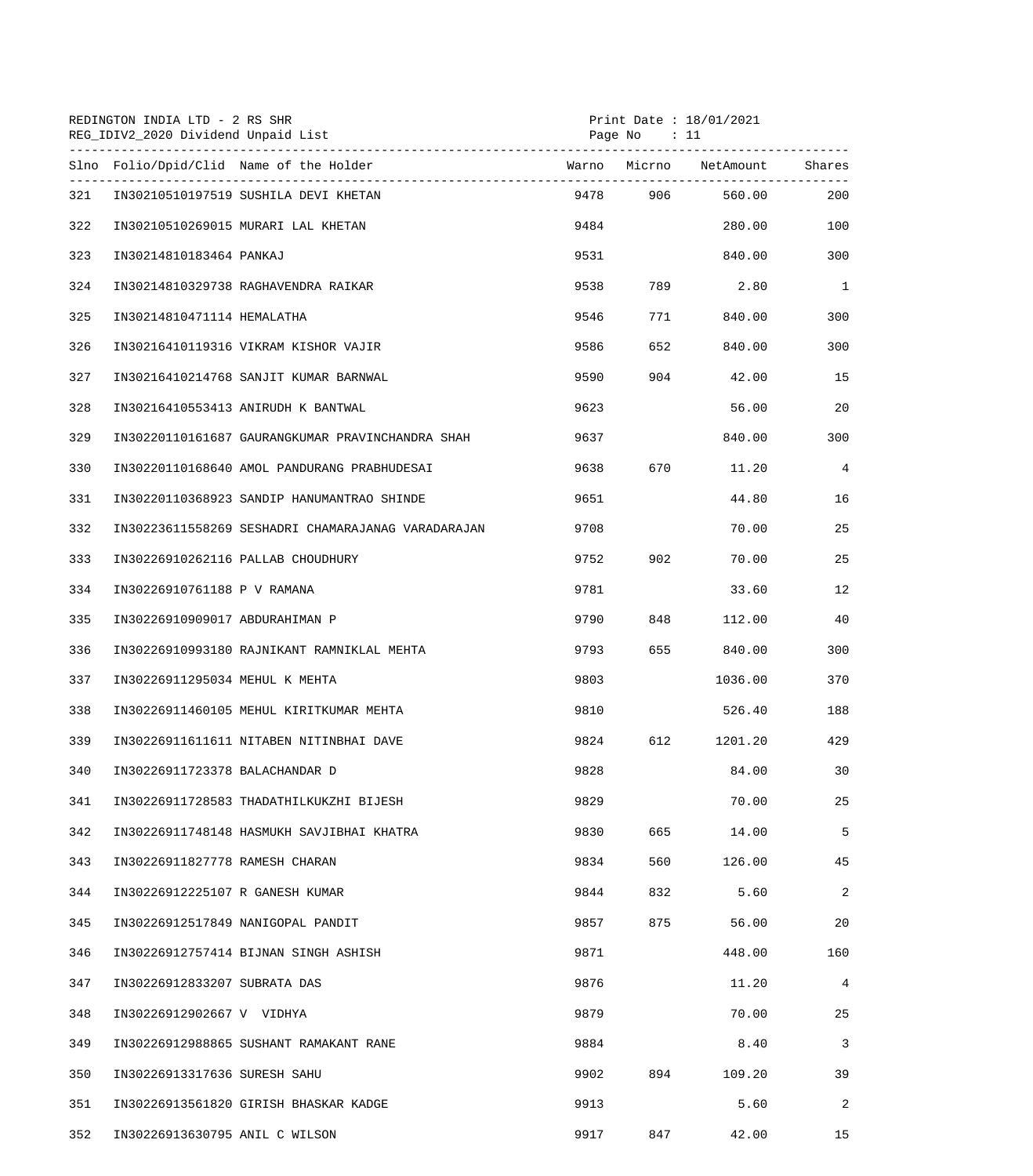REDINGTON INDIA LTD - 2 RS SHR
REG_IDIV2_2020 Dividend Unpaid List

Print Date : 18/01/2021

| Slno | Folio/Dpid/Clid | Name of the Holder | Warno | Micrno | NetAmount | Shares |
|---|---|---|---|---|---|---|
| 321 | IN30210510197519 | SUSHILA DEVI KHETAN | 9478 | 906 | 560.00 | 200 |
| 322 | IN30210510269015 | MURARI LAL KHETAN | 9484 | | 280.00 | 100 |
| 323 | IN30214810183464 | PANKAJ | 9531 | | 840.00 | 300 |
| 324 | IN30214810329738 | RAGHAVENDRA RAIKAR | 9538 | 789 | 2.80 | 1 |
| 325 | IN30214810471114 | HEMALATHA | 9546 | 771 | 840.00 | 300 |
| 326 | IN30216410119316 | VIKRAM KISHOR VAJIR | 9586 | 652 | 840.00 | 300 |
| 327 | IN30216410214768 | SANJIT KUMAR BARNWAL | 9590 | 904 | 42.00 | 15 |
| 328 | IN30216410553413 | ANIRUDH K BANTWAL | 9623 | | 56.00 | 20 |
| 329 | IN30220110161687 | GAURANGKUMAR PRAVINCHANDRA SHAH | 9637 | | 840.00 | 300 |
| 330 | IN30220110168640 | AMOL PANDURANG PRABHUDESAI | 9638 | 670 | 11.20 | 4 |
| 331 | IN30220110368923 | SANDIP HANUMANTRAO SHINDE | 9651 | | 44.80 | 16 |
| 332 | IN30223611558269 | SESHADRI CHAMARAJANAG VARADARAJAN | 9708 | | 70.00 | 25 |
| 333 | IN30226910262116 | PALLAB CHOUDHURY | 9752 | 902 | 70.00 | 25 |
| 334 | IN30226910761188 | P V RAMANA | 9781 | | 33.60 | 12 |
| 335 | IN30226910909017 | ABDURAHIMAN P | 9790 | 848 | 112.00 | 40 |
| 336 | IN30226910993180 | RAJNIKANT RAMNIKLAL MEHTA | 9793 | 655 | 840.00 | 300 |
| 337 | IN30226911295034 | MEHUL K MEHTA | 9803 | | 1036.00 | 370 |
| 338 | IN30226911460105 | MEHUL KIRITKUMAR MEHTA | 9810 | | 526.40 | 188 |
| 339 | IN30226911611611 | NITABEN NITINBHAI DAVE | 9824 | 612 | 1201.20 | 429 |
| 340 | IN30226911723378 | BALACHANDAR D | 9828 | | 84.00 | 30 |
| 341 | IN30226911728583 | THADATHILKUKZHI BIJESH | 9829 | | 70.00 | 25 |
| 342 | IN30226911748148 | HASMUKH SAVJIBHAI KHATRA | 9830 | 665 | 14.00 | 5 |
| 343 | IN30226911827778 | RAMESH CHARAN | 9834 | 560 | 126.00 | 45 |
| 344 | IN30226912225107 | R GANESH KUMAR | 9844 | 832 | 5.60 | 2 |
| 345 | IN30226912517849 | NANIGOPAL PANDIT | 9857 | 875 | 56.00 | 20 |
| 346 | IN30226912757414 | BIJNAN SINGH ASHISH | 9871 | | 448.00 | 160 |
| 347 | IN30226912833207 | SUBRATA DAS | 9876 | | 11.20 | 4 |
| 348 | IN30226912902667 | V VIDHYA | 9879 | | 70.00 | 25 |
| 349 | IN30226912988865 | SUSHANT RAMAKANT RANE | 9884 | | 8.40 | 3 |
| 350 | IN30226913317636 | SURESH SAHU | 9902 | 894 | 109.20 | 39 |
| 351 | IN30226913561820 | GIRISH BHASKAR KADGE | 9913 | | 5.60 | 2 |
| 352 | IN30226913630795 | ANIL C WILSON | 9917 | 847 | 42.00 | 15 |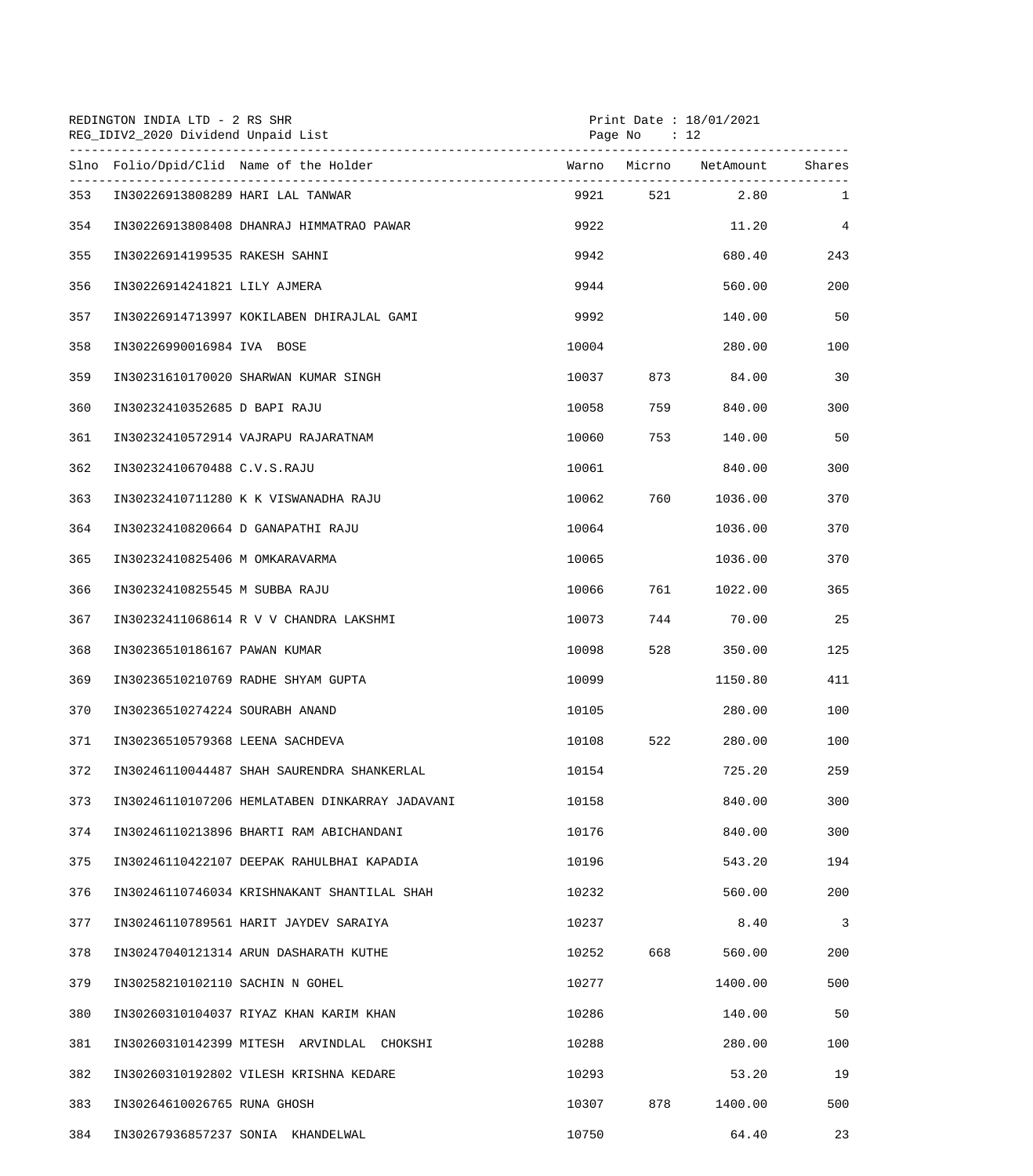REDINGTON INDIA LTD - 2 RS SHR
REG_IDIV2_2020 Dividend Unpaid List

Print Date : 18/01/2021

| Slno | Folio/Dpid/Clid | Name of the Holder | Warno | Micrno | NetAmount | Shares |
|---|---|---|---|---|---|---|
| 353 | IN30226913808289 | HARI LAL TANWAR | 9921 | 521 | 2.80 | 1 |
| 354 | IN30226913808408 | DHANRAJ HIMMATRAO PAWAR | 9922 | | 11.20 | 4 |
| 355 | IN30226914199535 | RAKESH SAHNI | 9942 | | 680.40 | 243 |
| 356 | IN30226914241821 | LILY AJMERA | 9944 | | 560.00 | 200 |
| 357 | IN30226914713997 | KOKILABEN DHIRAJLAL GAMI | 9992 | | 140.00 | 50 |
| 358 | IN30226990016984 | IVA BOSE | 10004 | | 280.00 | 100 |
| 359 | IN30231610170020 | SHARWAN KUMAR SINGH | 10037 | 873 | 84.00 | 30 |
| 360 | IN30232410352685 | D BAPI RAJU | 10058 | 759 | 840.00 | 300 |
| 361 | IN30232410572914 | VAJRAPU RAJARATNAM | 10060 | 753 | 140.00 | 50 |
| 362 | IN30232410670488 | C.V.S.RAJU | 10061 | | 840.00 | 300 |
| 363 | IN30232410711280 | K K VISWANADHA RAJU | 10062 | 760 | 1036.00 | 370 |
| 364 | IN30232410820664 | D GANAPATHI RAJU | 10064 | | 1036.00 | 370 |
| 365 | IN30232410825406 | M OMKARAVARMA | 10065 | | 1036.00 | 370 |
| 366 | IN30232410825545 | M SUBBA RAJU | 10066 | 761 | 1022.00 | 365 |
| 367 | IN30232411068614 | R V V CHANDRA LAKSHMI | 10073 | 744 | 70.00 | 25 |
| 368 | IN30236510186167 | PAWAN KUMAR | 10098 | 528 | 350.00 | 125 |
| 369 | IN30236510210769 | RADHE SHYAM GUPTA | 10099 | | 1150.80 | 411 |
| 370 | IN30236510274224 | SOURABH ANAND | 10105 | | 280.00 | 100 |
| 371 | IN30236510579368 | LEENA SACHDEVA | 10108 | 522 | 280.00 | 100 |
| 372 | IN30246110044487 | SHAH SAURENDRA SHANKERLAL | 10154 | | 725.20 | 259 |
| 373 | IN30246110107206 | HEMLATABEN DINKARRAY JADAVANI | 10158 | | 840.00 | 300 |
| 374 | IN30246110213896 | BHARTI RAM ABICHANDANI | 10176 | | 840.00 | 300 |
| 375 | IN30246110422107 | DEEPAK RAHULBHAI KAPADIA | 10196 | | 543.20 | 194 |
| 376 | IN30246110746034 | KRISHNAKANT SHANTILAL SHAH | 10232 | | 560.00 | 200 |
| 377 | IN30246110789561 | HARIT JAYDEV SARAIYA | 10237 | | 8.40 | 3 |
| 378 | IN30247040121314 | ARUN DASHARATH KUTHE | 10252 | 668 | 560.00 | 200 |
| 379 | IN30258210102110 | SACHIN N GOHEL | 10277 | | 1400.00 | 500 |
| 380 | IN30260310104037 | RIYAZ KHAN KARIM KHAN | 10286 | | 140.00 | 50 |
| 381 | IN30260310142399 | MITESH ARVINDLAL CHOKSHI | 10288 | | 280.00 | 100 |
| 382 | IN30260310192802 | VILESH KRISHNA KEDARE | 10293 | | 53.20 | 19 |
| 383 | IN30264610026765 | RUNA GHOSH | 10307 | 878 | 1400.00 | 500 |
| 384 | IN30267936857237 | SONIA KHANDELWAL | 10750 | | 64.40 | 23 |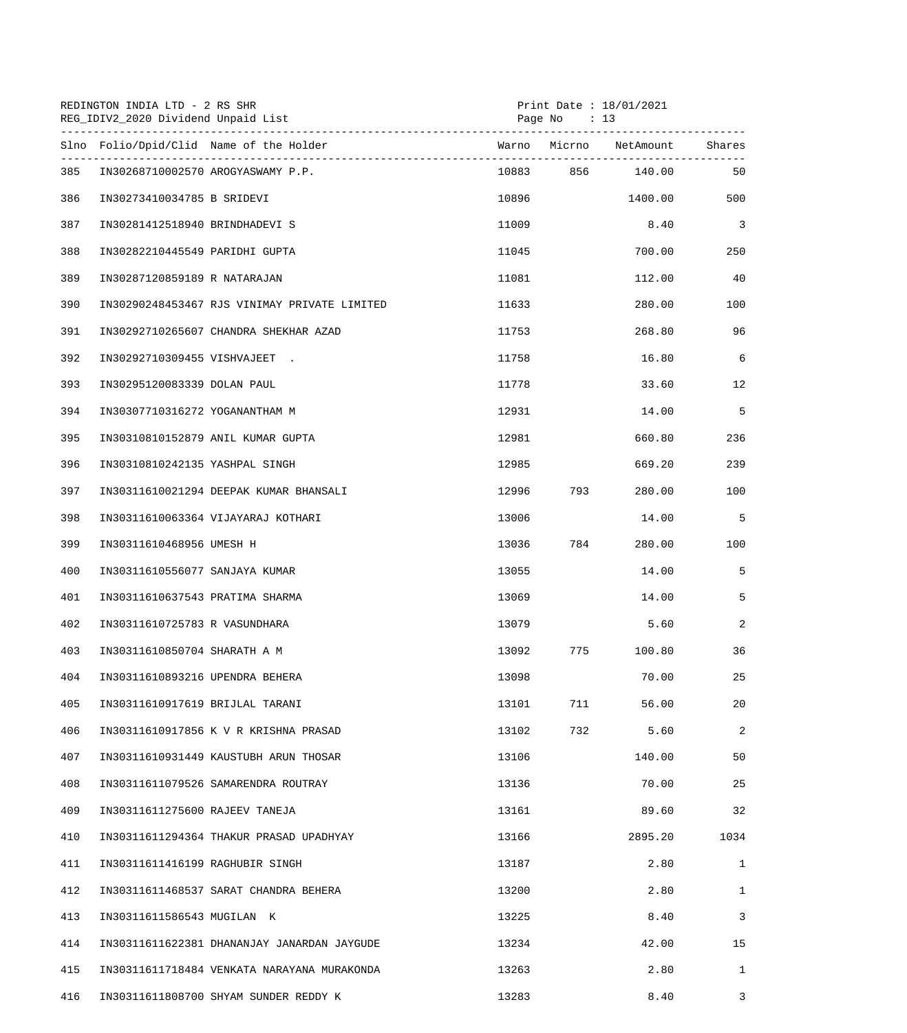REDINGTON INDIA LTD - 2 RS SHR
REG_IDIV2_2020 Dividend Unpaid List

Print Date : 18/01/2021

| Slno | Folio/Dpid/Clid | Name of the Holder | Warno | Micrno | NetAmount | Shares |
|---|---|---|---|---|---|---|
| 385 | IN30268710002570 | AROGYASWAMY P.P. | 10883 | 856 | 140.00 | 50 |
| 386 | IN30273410034785 | B SRIDEVI | 10896 | | 1400.00 | 500 |
| 387 | IN30281412518940 | BRINDHADEVI S | 11009 | | 8.40 | 3 |
| 388 | IN30282210445549 | PARIDHI GUPTA | 11045 | | 700.00 | 250 |
| 389 | IN30287120859189 | R NATARAJAN | 11081 | | 112.00 | 40 |
| 390 | IN30290248453467 | RJS VINIMAY PRIVATE LIMITED | 11633 | | 280.00 | 100 |
| 391 | IN30292710265607 | CHANDRA SHEKHAR AZAD | 11753 | | 268.80 | 96 |
| 392 | IN30292710309455 | VISHVAJEET . | 11758 | | 16.80 | 6 |
| 393 | IN30295120083339 | DOLAN PAUL | 11778 | | 33.60 | 12 |
| 394 | IN30307710316272 | YOGANANTHAM M | 12931 | | 14.00 | 5 |
| 395 | IN30310810152879 | ANIL KUMAR GUPTA | 12981 | | 660.80 | 236 |
| 396 | IN30310810242135 | YASHPAL SINGH | 12985 | | 669.20 | 239 |
| 397 | IN30311610021294 | DEEPAK KUMAR BHANSALI | 12996 | 793 | 280.00 | 100 |
| 398 | IN30311610063364 | VIJAYARAJ KOTHARI | 13006 | | 14.00 | 5 |
| 399 | IN30311610468956 | UMESH H | 13036 | 784 | 280.00 | 100 |
| 400 | IN30311610556077 | SANJAYA KUMAR | 13055 | | 14.00 | 5 |
| 401 | IN30311610637543 | PRATIMA SHARMA | 13069 | | 14.00 | 5 |
| 402 | IN30311610725783 | R VASUNDHARA | 13079 | | 5.60 | 2 |
| 403 | IN30311610850704 | SHARATH A M | 13092 | 775 | 100.80 | 36 |
| 404 | IN30311610893216 | UPENDRA BEHERA | 13098 | | 70.00 | 25 |
| 405 | IN30311610917619 | BRIJLAL TARANI | 13101 | 711 | 56.00 | 20 |
| 406 | IN30311610917856 | K V R KRISHNA PRASAD | 13102 | 732 | 5.60 | 2 |
| 407 | IN30311610931449 | KAUSTUBH ARUN THOSAR | 13106 | | 140.00 | 50 |
| 408 | IN30311611079526 | SAMARENDRA ROUTRAY | 13136 | | 70.00 | 25 |
| 409 | IN30311611275600 | RAJEEV TANEJA | 13161 | | 89.60 | 32 |
| 410 | IN30311611294364 | THAKUR PRASAD UPADHYAY | 13166 | | 2895.20 | 1034 |
| 411 | IN30311611416199 | RAGHUBIR SINGH | 13187 | | 2.80 | 1 |
| 412 | IN30311611468537 | SARAT CHANDRA BEHERA | 13200 | | 2.80 | 1 |
| 413 | IN30311611586543 | MUGILAN K | 13225 | | 8.40 | 3 |
| 414 | IN30311611622381 | DHANANJAY JANARDAN JAYGUDE | 13234 | | 42.00 | 15 |
| 415 | IN30311611718484 | VENKATA NARAYANA MURAKONDA | 13263 | | 2.80 | 1 |
| 416 | IN30311611808700 | SHYAM SUNDER REDDY K | 13283 | | 8.40 | 3 |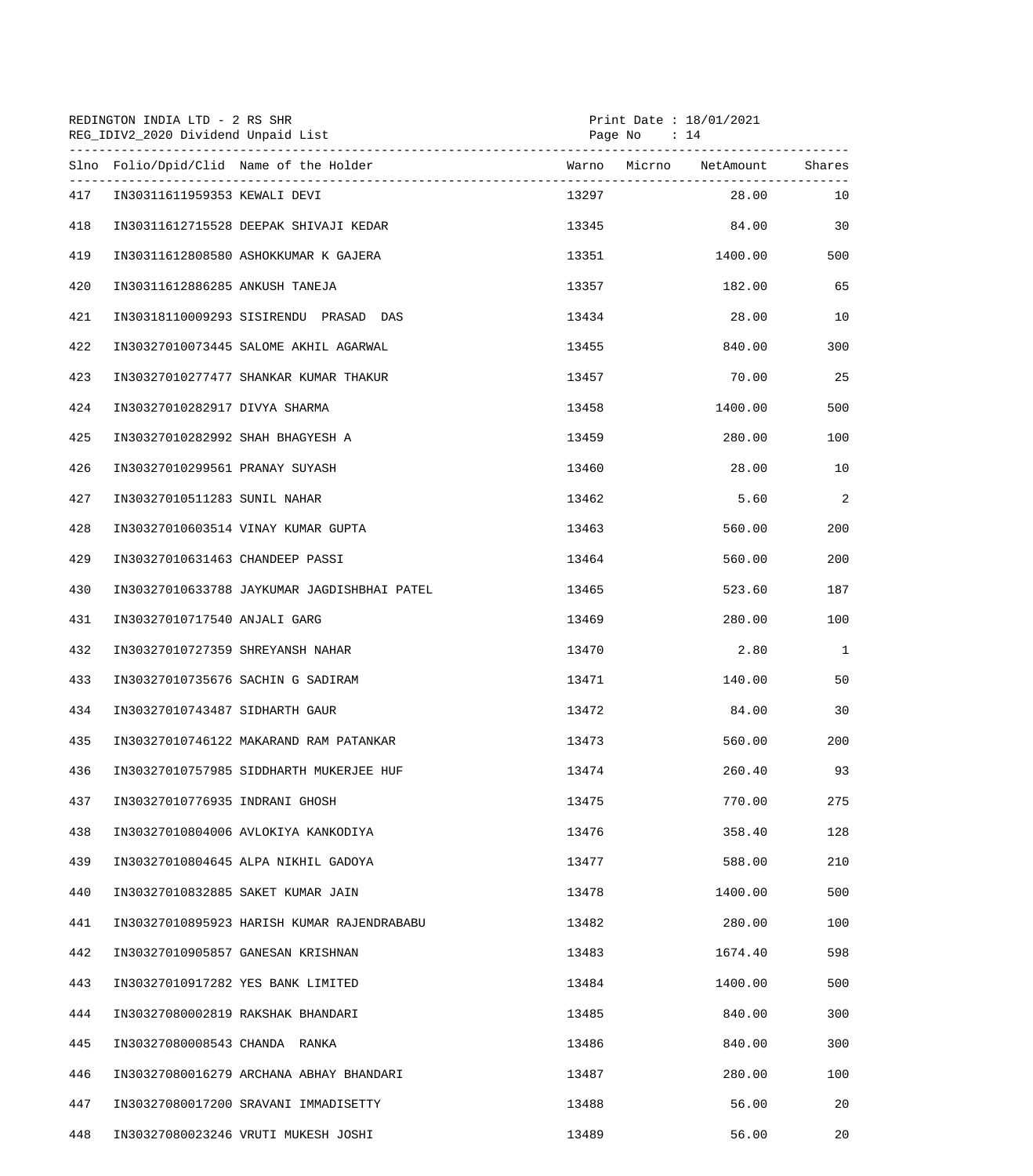REDINGTON INDIA LTD - 2 RS SHR
REG_IDIV2_2020 Dividend Unpaid List

Print Date : 18/01/2021

| Slno | Folio/Dpid/Clid | Name of the Holder | Warno | Micrno | NetAmount | Shares |
|---|---|---|---|---|---|---|
| 417 | IN30311611959353 | KEWALI DEVI | 13297 | | 28.00 | 10 |
| 418 | IN30311612715528 | DEEPAK SHIVAJI KEDAR | 13345 | | 84.00 | 30 |
| 419 | IN30311612808580 | ASHOKKUMAR K GAJERA | 13351 | | 1400.00 | 500 |
| 420 | IN30311612886285 | ANKUSH TANEJA | 13357 | | 182.00 | 65 |
| 421 | IN30318110009293 | SISIRENDU PRASAD DAS | 13434 | | 28.00 | 10 |
| 422 | IN30327010073445 | SALOME AKHIL AGARWAL | 13455 | | 840.00 | 300 |
| 423 | IN30327010277477 | SHANKAR KUMAR THAKUR | 13457 | | 70.00 | 25 |
| 424 | IN30327010282917 | DIVYA SHARMA | 13458 | | 1400.00 | 500 |
| 425 | IN30327010282992 | SHAH BHAGYESH A | 13459 | | 280.00 | 100 |
| 426 | IN30327010299561 | PRANAY SUYASH | 13460 | | 28.00 | 10 |
| 427 | IN30327010511283 | SUNIL NAHAR | 13462 | | 5.60 | 2 |
| 428 | IN30327010603514 | VINAY KUMAR GUPTA | 13463 | | 560.00 | 200 |
| 429 | IN30327010631463 | CHANDEEP PASSI | 13464 | | 560.00 | 200 |
| 430 | IN30327010633788 | JAYKUMAR JAGDISHBHAI PATEL | 13465 | | 523.60 | 187 |
| 431 | IN30327010717540 | ANJALI GARG | 13469 | | 280.00 | 100 |
| 432 | IN30327010727359 | SHREYANSH NAHAR | 13470 | | 2.80 | 1 |
| 433 | IN30327010735676 | SACHIN G SADIRAM | 13471 | | 140.00 | 50 |
| 434 | IN30327010743487 | SIDHARTH GAUR | 13472 | | 84.00 | 30 |
| 435 | IN30327010746122 | MAKARAND RAM PATANKAR | 13473 | | 560.00 | 200 |
| 436 | IN30327010757985 | SIDDHARTH MUKERJEE HUF | 13474 | | 260.40 | 93 |
| 437 | IN30327010776935 | INDRANI GHOSH | 13475 | | 770.00 | 275 |
| 438 | IN30327010804006 | AVLOKIYA KANKODIYA | 13476 | | 358.40 | 128 |
| 439 | IN30327010804645 | ALPA NIKHIL GADOYA | 13477 | | 588.00 | 210 |
| 440 | IN30327010832885 | SAKET KUMAR JAIN | 13478 | | 1400.00 | 500 |
| 441 | IN30327010895923 | HARISH KUMAR RAJENDRABABU | 13482 | | 280.00 | 100 |
| 442 | IN30327010905857 | GANESAN KRISHNAN | 13483 | | 1674.40 | 598 |
| 443 | IN30327010917282 | YES BANK LIMITED | 13484 | | 1400.00 | 500 |
| 444 | IN30327080002819 | RAKSHAK BHANDARI | 13485 | | 840.00 | 300 |
| 445 | IN30327080008543 | CHANDA RANKA | 13486 | | 840.00 | 300 |
| 446 | IN30327080016279 | ARCHANA ABHAY BHANDARI | 13487 | | 280.00 | 100 |
| 447 | IN30327080017200 | SRAVANI IMMADISETTY | 13488 | | 56.00 | 20 |
| 448 | IN30327080023246 | VRUTI MUKESH JOSHI | 13489 | | 56.00 | 20 |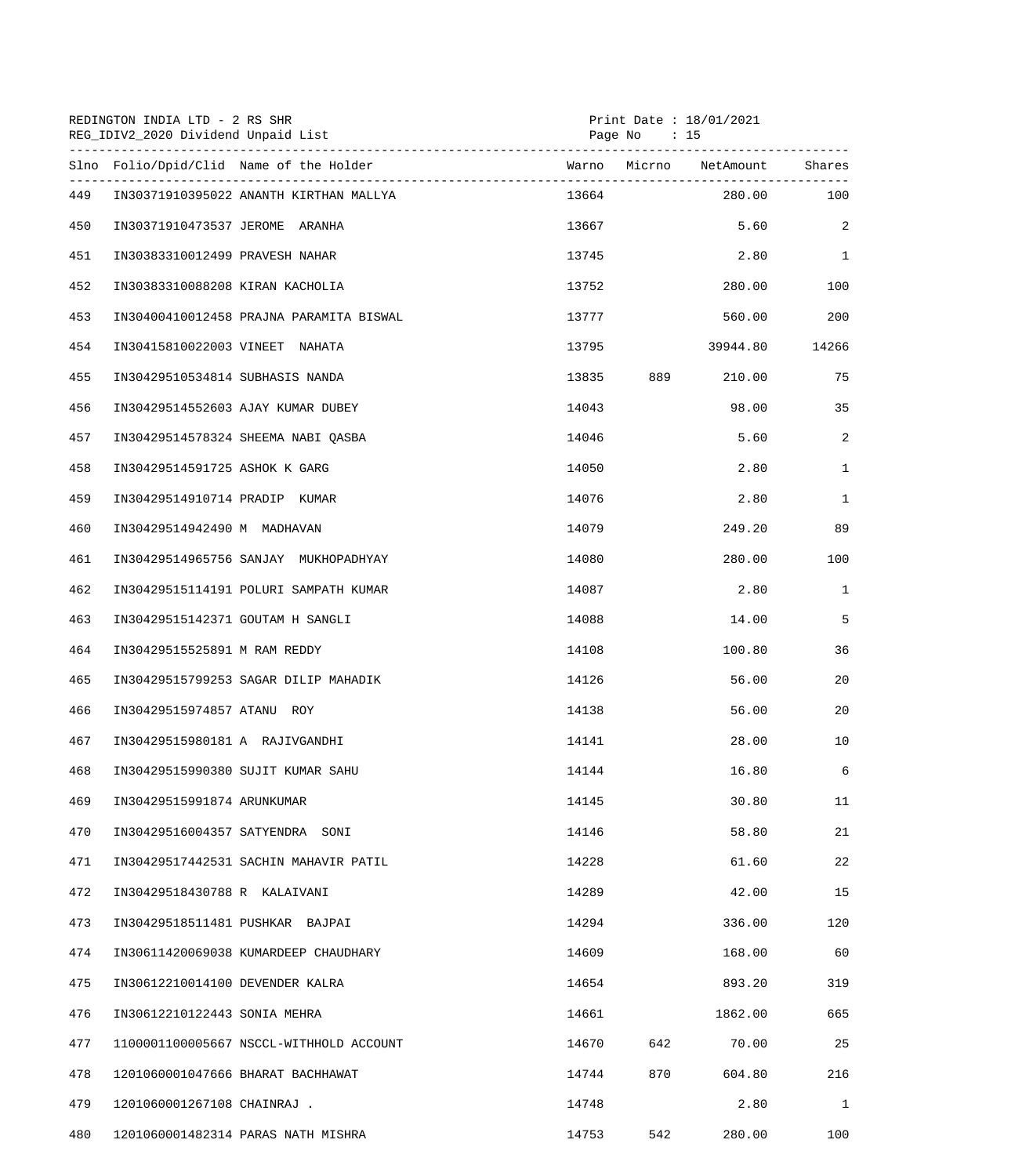REDINGTON INDIA LTD - 2 RS SHR
REG_IDIV2_2020 Dividend Unpaid List

Print Date : 18/01/2021

| Slno | Folio/Dpid/Clid | Name of the Holder | Warno | Micrno | NetAmount | Shares |
|---|---|---|---|---|---|---|
| 449 | IN30371910395022 | ANANTH KIRTHAN MALLYA | 13664 | | 280.00 | 100 |
| 450 | IN30371910473537 | JEROME ARANHA | 13667 | | 5.60 | 2 |
| 451 | IN30383310012499 | PRAVESH NAHAR | 13745 | | 2.80 | 1 |
| 452 | IN30383310088208 | KIRAN KACHOLIA | 13752 | | 280.00 | 100 |
| 453 | IN30400410012458 | PRAJNA PARAMITA BISWAL | 13777 | | 560.00 | 200 |
| 454 | IN30415810022003 | VINEET NAHATA | 13795 | | 39944.80 | 14266 |
| 455 | IN30429510534814 | SUBHASIS NANDA | 13835 | 889 | 210.00 | 75 |
| 456 | IN30429514552603 | AJAY KUMAR DUBEY | 14043 | | 98.00 | 35 |
| 457 | IN30429514578324 | SHEEMA NABI QASBA | 14046 | | 5.60 | 2 |
| 458 | IN30429514591725 | ASHOK K GARG | 14050 | | 2.80 | 1 |
| 459 | IN30429514910714 | PRADIP KUMAR | 14076 | | 2.80 | 1 |
| 460 | IN30429514942490 | M MADHAVAN | 14079 | | 249.20 | 89 |
| 461 | IN30429514965756 | SANJAY MUKHOPADHYAY | 14080 | | 280.00 | 100 |
| 462 | IN30429515114191 | POLURI SAMPATH KUMAR | 14087 | | 2.80 | 1 |
| 463 | IN30429515142371 | GOUTAM H SANGLI | 14088 | | 14.00 | 5 |
| 464 | IN30429515525891 | M RAM REDDY | 14108 | | 100.80 | 36 |
| 465 | IN30429515799253 | SAGAR DILIP MAHADIK | 14126 | | 56.00 | 20 |
| 466 | IN30429515974857 | ATANU ROY | 14138 | | 56.00 | 20 |
| 467 | IN30429515980181 | A RAJIVGANDHI | 14141 | | 28.00 | 10 |
| 468 | IN30429515990380 | SUJIT KUMAR SAHU | 14144 | | 16.80 | 6 |
| 469 | IN30429515991874 | ARUNKUMAR | 14145 | | 30.80 | 11 |
| 470 | IN30429516004357 | SATYENDRA SONI | 14146 | | 58.80 | 21 |
| 471 | IN30429517442531 | SACHIN MAHAVIR PATIL | 14228 | | 61.60 | 22 |
| 472 | IN30429518430788 | R KALAIVANI | 14289 | | 42.00 | 15 |
| 473 | IN30429518511481 | PUSHKAR BAJPAI | 14294 | | 336.00 | 120 |
| 474 | IN30611420069038 | KUMARDEEP CHAUDHARY | 14609 | | 168.00 | 60 |
| 475 | IN30612210014100 | DEVENDER KALRA | 14654 | | 893.20 | 319 |
| 476 | IN30612210122443 | SONIA MEHRA | 14661 | | 1862.00 | 665 |
| 477 | 1100001100005667 | NSCCL-WITHHOLD ACCOUNT | 14670 | 642 | 70.00 | 25 |
| 478 | 1201060001047666 | BHARAT BACHHAWAT | 14744 | 870 | 604.80 | 216 |
| 479 | 1201060001267108 | CHAINRAJ . | 14748 | | 2.80 | 1 |
| 480 | 1201060001482314 | PARAS NATH MISHRA | 14753 | 542 | 280.00 | 100 |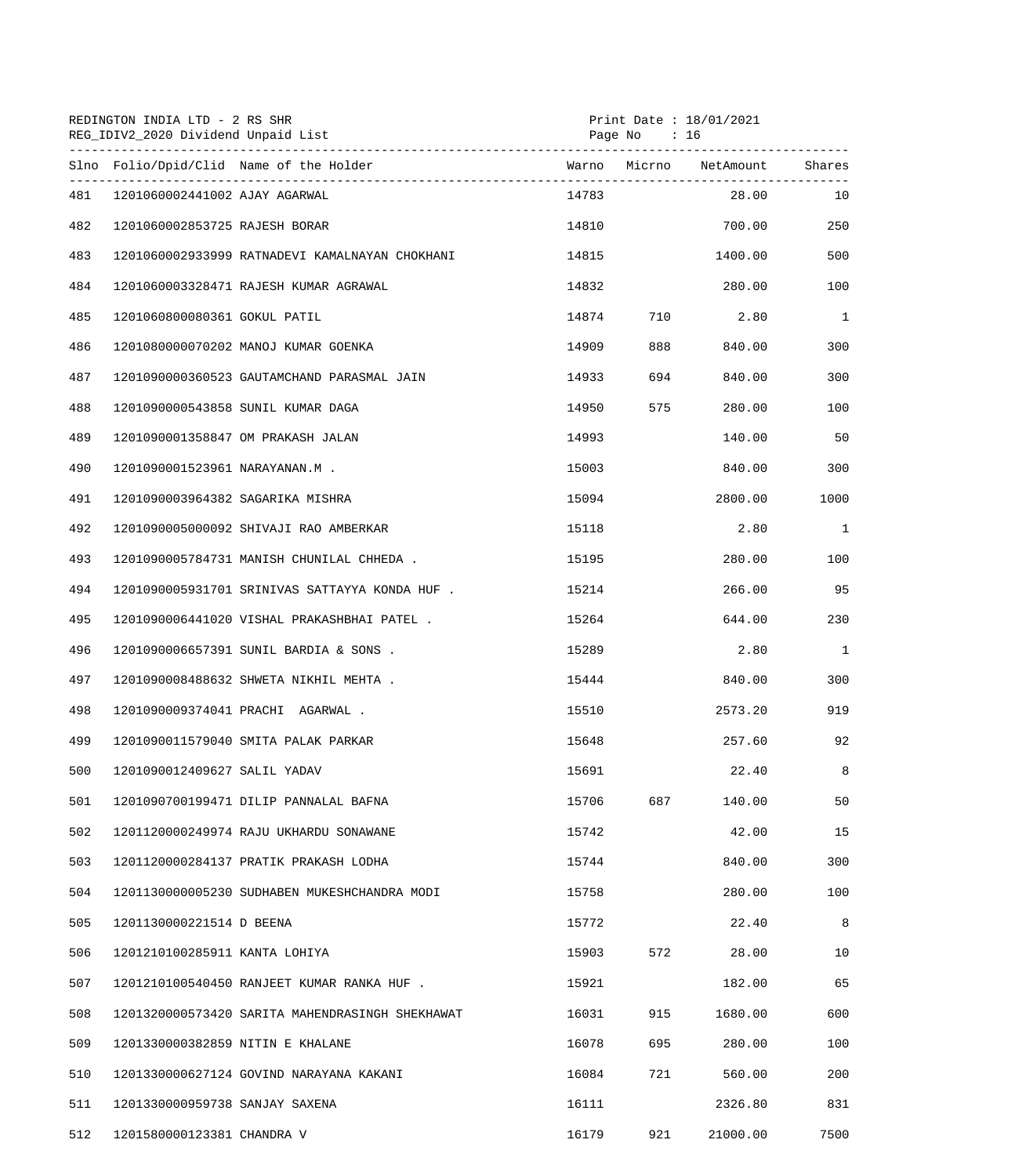REDINGTON INDIA LTD - 2 RS SHR
REG_IDIV2_2020 Dividend Unpaid List

Print Date : 18/01/2021
Page No : 16

| Slno | Folio/Dpid/Clid | Name of the Holder | Warno | Micrno | NetAmount | Shares |
|---|---|---|---|---|---|---|
| 481 | 1201060002441002 | AJAY AGARWAL | 14783 | | 28.00 | 10 |
| 482 | 1201060002853725 | RAJESH BORAR | 14810 | | 700.00 | 250 |
| 483 | 1201060002933999 | RATNADEVI KAMALNAYAN CHOKHANI | 14815 | | 1400.00 | 500 |
| 484 | 1201060003328471 | RAJESH KUMAR AGRAWAL | 14832 | | 280.00 | 100 |
| 485 | 1201060800080361 | GOKUL PATIL | 14874 | 710 | 2.80 | 1 |
| 486 | 1201080000070202 | MANOJ KUMAR GOENKA | 14909 | 888 | 840.00 | 300 |
| 487 | 1201090000360523 | GAUTAMCHAND PARASMAL JAIN | 14933 | 694 | 840.00 | 300 |
| 488 | 1201090000543858 | SUNIL KUMAR DAGA | 14950 | 575 | 280.00 | 100 |
| 489 | 1201090001358847 | OM PRAKASH JALAN | 14993 | | 140.00 | 50 |
| 490 | 1201090001523961 | NARAYANAN.M . | 15003 | | 840.00 | 300 |
| 491 | 1201090003964382 | SAGARIKA MISHRA | 15094 | | 2800.00 | 1000 |
| 492 | 1201090005000092 | SHIVAJI RAO AMBERKAR | 15118 | | 2.80 | 1 |
| 493 | 1201090005784731 | MANISH CHUNILAL CHHEDA . | 15195 | | 280.00 | 100 |
| 494 | 1201090005931701 | SRINIVAS SATTAYYA KONDA HUF . | 15214 | | 266.00 | 95 |
| 495 | 1201090006441020 | VISHAL PRAKASHBHAI PATEL . | 15264 | | 644.00 | 230 |
| 496 | 1201090006657391 | SUNIL BARDIA & SONS . | 15289 | | 2.80 | 1 |
| 497 | 1201090008488632 | SHWETA NIKHIL MEHTA . | 15444 | | 840.00 | 300 |
| 498 | 1201090009374041 | PRACHI AGARWAL . | 15510 | | 2573.20 | 919 |
| 499 | 1201090011579040 | SMITA PALAK PARKAR | 15648 | | 257.60 | 92 |
| 500 | 1201090012409627 | SALIL YADAV | 15691 | | 22.40 | 8 |
| 501 | 1201090700199471 | DILIP PANNALAL BAFNA | 15706 | 687 | 140.00 | 50 |
| 502 | 1201120000249974 | RAJU UKHARDU SONAWANE | 15742 | | 42.00 | 15 |
| 503 | 1201120000284137 | PRATIK PRAKASH LODHA | 15744 | | 840.00 | 300 |
| 504 | 1201130000005230 | SUDHABEN MUKESHCHANDRA MODI | 15758 | | 280.00 | 100 |
| 505 | 1201130000221514 | D BEENA | 15772 | | 22.40 | 8 |
| 506 | 1201210100285911 | KANTA LOHIYA | 15903 | 572 | 28.00 | 10 |
| 507 | 1201210100540450 | RANJEET KUMAR RANKA HUF . | 15921 | | 182.00 | 65 |
| 508 | 1201320000573420 | SARITA MAHENDRASINGH SHEKHAWAT | 16031 | 915 | 1680.00 | 600 |
| 509 | 1201330000382859 | NITIN E KHALANE | 16078 | 695 | 280.00 | 100 |
| 510 | 1201330000627124 | GOVIND NARAYANA KAKANI | 16084 | 721 | 560.00 | 200 |
| 511 | 1201330000959738 | SANJAY SAXENA | 16111 | | 2326.80 | 831 |
| 512 | 1201580000123381 | CHANDRA V | 16179 | 921 | 21000.00 | 7500 |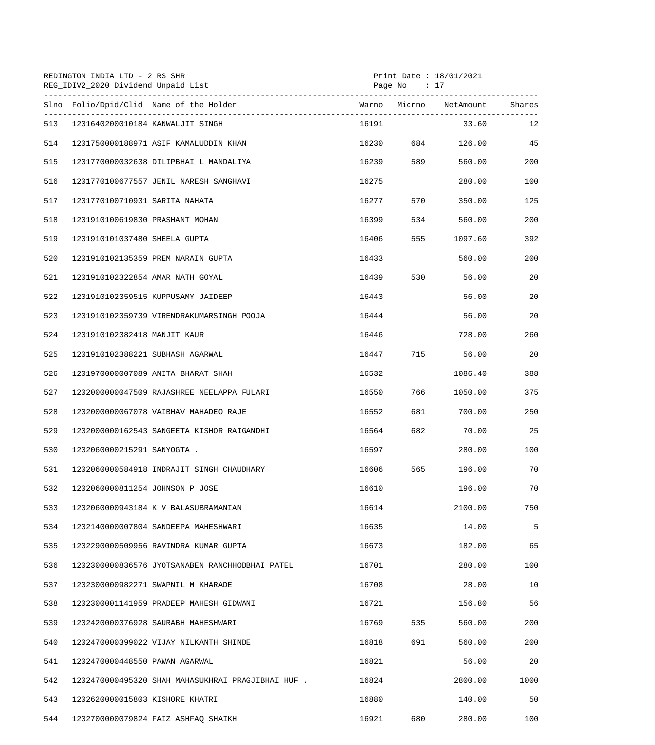REDINGTON INDIA LTD - 2 RS SHR
REG_IDIV2_2020 Dividend Unpaid List

Print Date : 18/01/2021

| Slno | Folio/Dpid/Clid | Name of the Holder | Warno | Micrno | NetAmount | Shares |
|---|---|---|---|---|---|---|
| 513 | 1201640200010184 | KANWALJIT SINGH | 16191 | | 33.60 | 12 |
| 514 | 1201750000188971 | ASIF KAMALUDDIN KHAN | 16230 | 684 | 126.00 | 45 |
| 515 | 1201770000032638 | DILIPBHAI L MANDALIYA | 16239 | 589 | 560.00 | 200 |
| 516 | 1201770100677557 | JENIL NARESH SANGHAVI | 16275 | | 280.00 | 100 |
| 517 | 1201770100710931 | SARITA NAHATA | 16277 | 570 | 350.00 | 125 |
| 518 | 1201910100619830 | PRASHANT MOHAN | 16399 | 534 | 560.00 | 200 |
| 519 | 1201910101037480 | SHEELA GUPTA | 16406 | 555 | 1097.60 | 392 |
| 520 | 1201910102135359 | PREM NARAIN GUPTA | 16433 | | 560.00 | 200 |
| 521 | 1201910102322854 | AMAR NATH GOYAL | 16439 | 530 | 56.00 | 20 |
| 522 | 1201910102359515 | KUPPUSAMY JAIDEEP | 16443 | | 56.00 | 20 |
| 523 | 1201910102359739 | VIRENDRAKUMARSINGH POOJA | 16444 | | 56.00 | 20 |
| 524 | 1201910102382418 | MANJIT KAUR | 16446 | | 728.00 | 260 |
| 525 | 1201910102388221 | SUBHASH AGARWAL | 16447 | 715 | 56.00 | 20 |
| 526 | 1201970000007089 | ANITA BHARAT SHAH | 16532 | | 1086.40 | 388 |
| 527 | 1202000000047509 | RAJASHREE NEELAPPA FULARI | 16550 | 766 | 1050.00 | 375 |
| 528 | 1202000000067078 | VAIBHAV MAHADEO RAJE | 16552 | 681 | 700.00 | 250 |
| 529 | 1202000000162543 | SANGEETA KISHOR RAIGANDHI | 16564 | 682 | 70.00 | 25 |
| 530 | 1202060000215291 | SANYOGTA . | 16597 | | 280.00 | 100 |
| 531 | 1202060000584918 | INDRAJIT SINGH CHAUDHARY | 16606 | 565 | 196.00 | 70 |
| 532 | 1202060000811254 | JOHNSON P JOSE | 16610 | | 196.00 | 70 |
| 533 | 1202060000943184 | K V BALASUBRAMANIAN | 16614 | | 2100.00 | 750 |
| 534 | 1202140000007804 | SANDEEPA MAHESHWARI | 16635 | | 14.00 | 5 |
| 535 | 1202290000509956 | RAVINDRA KUMAR GUPTA | 16673 | | 182.00 | 65 |
| 536 | 1202300000836576 | JYOTSANABEN RANCHHODBHAI PATEL | 16701 | | 280.00 | 100 |
| 537 | 1202300000982271 | SWAPNIL M KHARADE | 16708 | | 28.00 | 10 |
| 538 | 1202300001141959 | PRADEEP MAHESH GIDWANI | 16721 | | 156.80 | 56 |
| 539 | 1202420000376928 | SAURABH MAHESHWARI | 16769 | 535 | 560.00 | 200 |
| 540 | 1202470000399022 | VIJAY NILKANTH SHINDE | 16818 | 691 | 560.00 | 200 |
| 541 | 1202470000448550 | PAWAN AGARWAL | 16821 | | 56.00 | 20 |
| 542 | 1202470000495320 | SHAH MAHASUKHRAI PRAGJIBHAI HUF . | 16824 | | 2800.00 | 1000 |
| 543 | 1202620000015803 | KISHORE KHATRI | 16880 | | 140.00 | 50 |
| 544 | 1202700000079824 | FAIZ ASHFAQ SHAIKH | 16921 | 680 | 280.00 | 100 |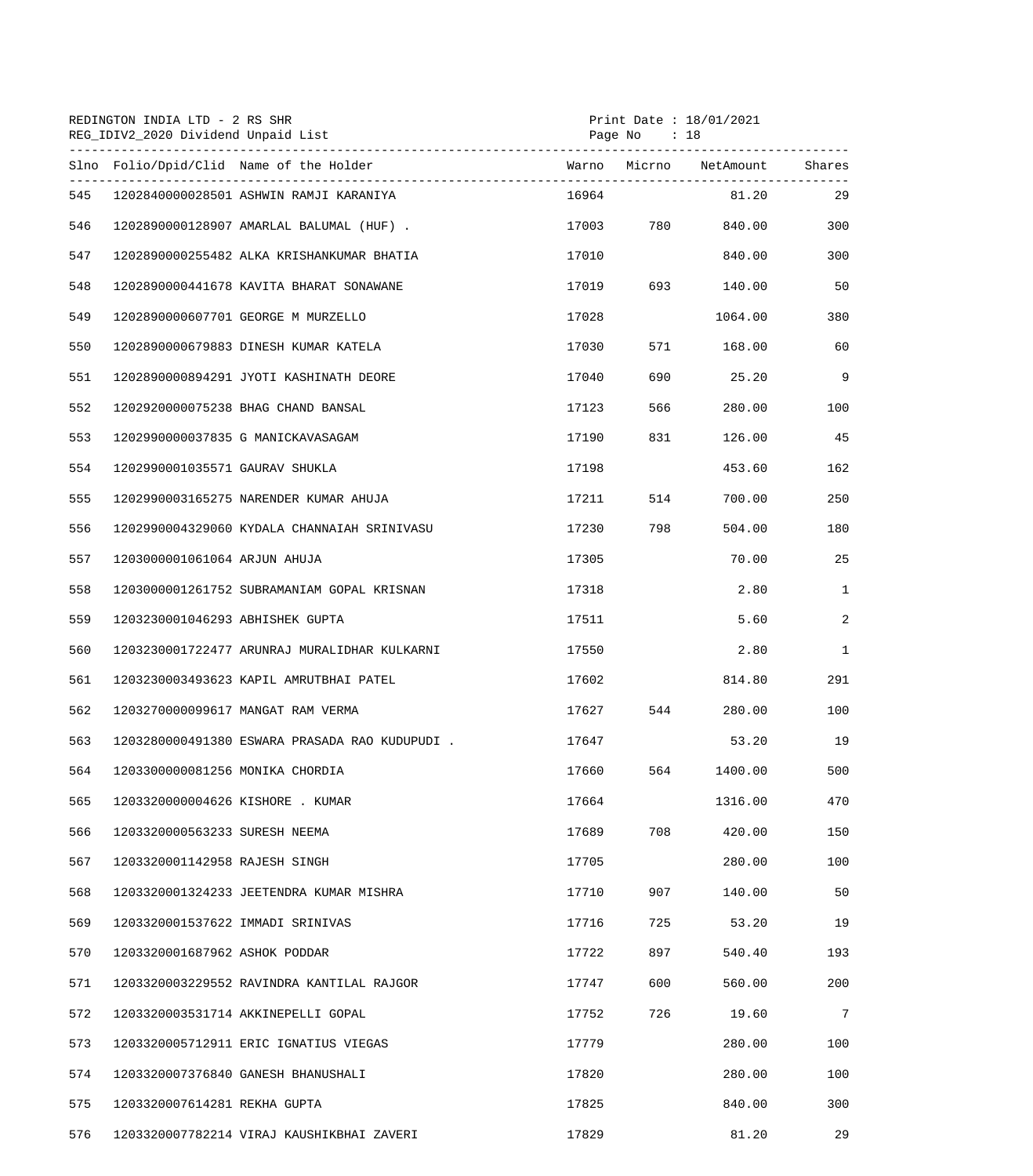REDINGTON INDIA LTD - 2 RS SHR
REG_IDIV2_2020 Dividend Unpaid List

Print Date : 18/01/2021
Page No : 18

| Slno | Folio/Dpid/Clid | Name of the Holder | Warno | Micrno | NetAmount | Shares |
|---|---|---|---|---|---|---|
| 545 | 1202840000028501 | ASHWIN RAMJI KARANIYA | 16964 | | 81.20 | 29 |
| 546 | 1202890000128907 | AMARLAL BALUMAL (HUF) . | 17003 | 780 | 840.00 | 300 |
| 547 | 1202890000255482 | ALKA KRISHANKUMAR BHATIA | 17010 | | 840.00 | 300 |
| 548 | 1202890000441678 | KAVITA BHARAT SONAWANE | 17019 | 693 | 140.00 | 50 |
| 549 | 1202890000607701 | GEORGE M MURZELLO | 17028 | | 1064.00 | 380 |
| 550 | 1202890000679883 | DINESH KUMAR KATELA | 17030 | 571 | 168.00 | 60 |
| 551 | 1202890000894291 | JYOTI KASHINATH DEORE | 17040 | 690 | 25.20 | 9 |
| 552 | 1202920000075238 | BHAG CHAND BANSAL | 17123 | 566 | 280.00 | 100 |
| 553 | 1202990000037835 | G MANICKAVASAGAM | 17190 | 831 | 126.00 | 45 |
| 554 | 1202990001035571 | GAURAV SHUKLA | 17198 | | 453.60 | 162 |
| 555 | 1202990003165275 | NARENDER KUMAR AHUJA | 17211 | 514 | 700.00 | 250 |
| 556 | 1202990004329060 | KYDALA CHANNAIAH SRINIVASU | 17230 | 798 | 504.00 | 180 |
| 557 | 1203000001061064 | ARJUN AHUJA | 17305 | | 70.00 | 25 |
| 558 | 1203000001261752 | SUBRAMANIAM GOPAL KRISNAN | 17318 | | 2.80 | 1 |
| 559 | 1203230001046293 | ABHISHEK GUPTA | 17511 | | 5.60 | 2 |
| 560 | 1203230001722477 | ARUNRAJ MURALIDHAR KULKARNI | 17550 | | 2.80 | 1 |
| 561 | 1203230003493623 | KAPIL AMRUTBHAI PATEL | 17602 | | 814.80 | 291 |
| 562 | 1203270000099617 | MANGAT RAM VERMA | 17627 | 544 | 280.00 | 100 |
| 563 | 1203280000491380 | ESWARA PRASADA RAO KUDUPUDI . | 17647 | | 53.20 | 19 |
| 564 | 1203300000081256 | MONIKA CHORDIA | 17660 | 564 | 1400.00 | 500 |
| 565 | 1203320000004626 | KISHORE . KUMAR | 17664 | | 1316.00 | 470 |
| 566 | 1203320000563233 | SURESH NEEMA | 17689 | 708 | 420.00 | 150 |
| 567 | 1203320001142958 | RAJESH SINGH | 17705 | | 280.00 | 100 |
| 568 | 1203320001324233 | JEETENDRA KUMAR MISHRA | 17710 | 907 | 140.00 | 50 |
| 569 | 1203320001537622 | IMMADI SRINIVAS | 17716 | 725 | 53.20 | 19 |
| 570 | 1203320001687962 | ASHOK PODDAR | 17722 | 897 | 540.40 | 193 |
| 571 | 1203320003229552 | RAVINDRA KANTILAL RAJGOR | 17747 | 600 | 560.00 | 200 |
| 572 | 1203320003531714 | AKKINEPELLI GOPAL | 17752 | 726 | 19.60 | 7 |
| 573 | 1203320005712911 | ERIC IGNATIUS VIEGAS | 17779 | | 280.00 | 100 |
| 574 | 1203320007376840 | GANESH BHANUSHALI | 17820 | | 280.00 | 100 |
| 575 | 1203320007614281 | REKHA GUPTA | 17825 | | 840.00 | 300 |
| 576 | 1203320007782214 | VIRAJ KAUSHIKBHAI ZAVERI | 17829 | | 81.20 | 29 |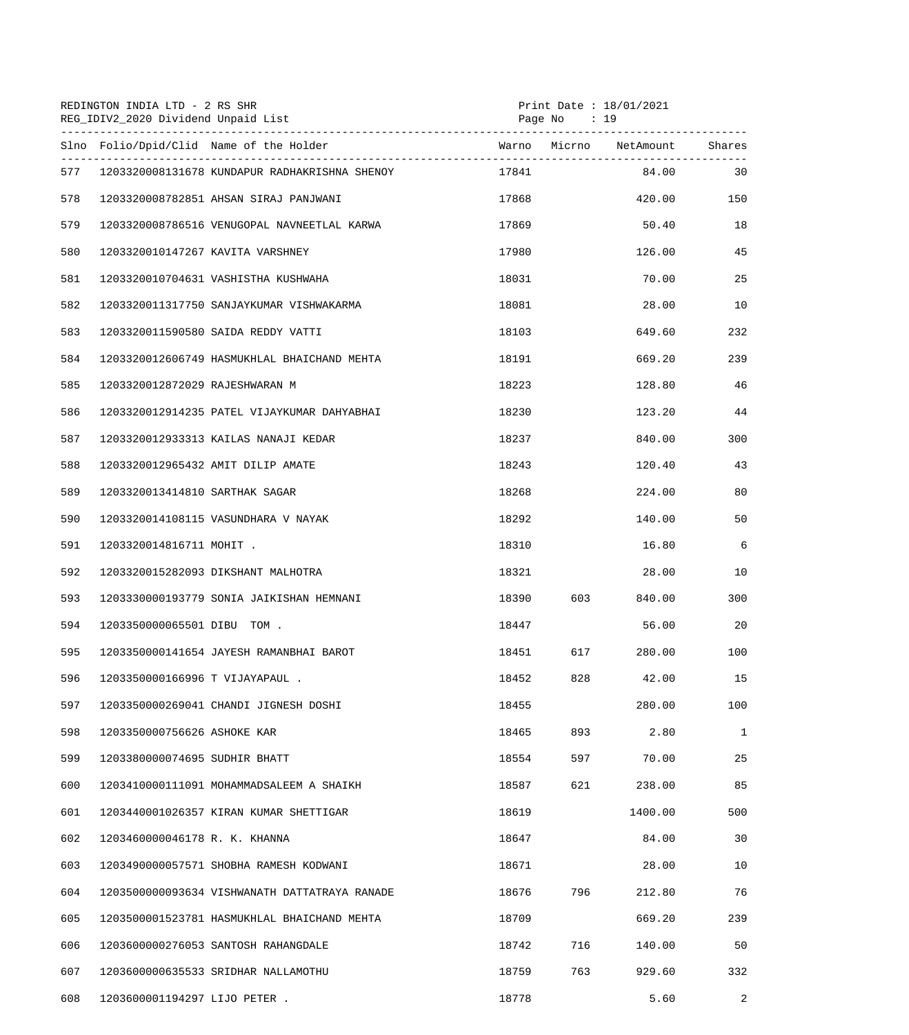REDINGTON INDIA LTD - 2 RS SHR
REG_IDIV2_2020 Dividend Unpaid List

Print Date : 18/01/2021

| Slno | Folio/Dpid/Clid | Name of the Holder | Warno | Micrno | NetAmount | Shares |
|---|---|---|---|---|---|---|
| 577 | 1203320008131678 | KUNDAPUR RADHAKRISHNA SHENOY | 17841 | | 84.00 | 30 |
| 578 | 1203320008782851 | AHSAN SIRAJ PANJWANI | 17868 | | 420.00 | 150 |
| 579 | 1203320008786516 | VENUGOPAL NAVNEETLAL KARWA | 17869 | | 50.40 | 18 |
| 580 | 1203320010147267 | KAVITA VARSHNEY | 17980 | | 126.00 | 45 |
| 581 | 1203320010704631 | VASHISTHA KUSHWAHA | 18031 | | 70.00 | 25 |
| 582 | 1203320011317750 | SANJAYKUMAR VISHWAKARMA | 18081 | | 28.00 | 10 |
| 583 | 1203320011590580 | SAIDA REDDY VATTI | 18103 | | 649.60 | 232 |
| 584 | 1203320012606749 | HASMUKHLAL BHAICHAND MEHTA | 18191 | | 669.20 | 239 |
| 585 | 1203320012872029 | RAJESHWARAN M | 18223 | | 128.80 | 46 |
| 586 | 1203320012914235 | PATEL VIJAYKUMAR DAHYABHAI | 18230 | | 123.20 | 44 |
| 587 | 1203320012933313 | KAILAS NANAJI KEDAR | 18237 | | 840.00 | 300 |
| 588 | 1203320012965432 | AMIT DILIP AMATE | 18243 | | 120.40 | 43 |
| 589 | 1203320013414810 | SARTHAK SAGAR | 18268 | | 224.00 | 80 |
| 590 | 1203320014108115 | VASUNDHARA V NAYAK | 18292 | | 140.00 | 50 |
| 591 | 1203320014816711 | MOHIT . | 18310 | | 16.80 | 6 |
| 592 | 1203320015282093 | DIKSHANT MALHOTRA | 18321 | | 28.00 | 10 |
| 593 | 1203330000193779 | SONIA JAIKISHAN HEMNANI | 18390 | 603 | 840.00 | 300 |
| 594 | 1203350000065501 | DIBU TOM . | 18447 | | 56.00 | 20 |
| 595 | 1203350000141654 | JAYESH RAMANBHAI BAROT | 18451 | 617 | 280.00 | 100 |
| 596 | 1203350000166996 | T VIJAYAPAUL . | 18452 | 828 | 42.00 | 15 |
| 597 | 1203350000269041 | CHANDI JIGNESH DOSHI | 18455 | | 280.00 | 100 |
| 598 | 1203350000756626 | ASHOKE KAR | 18465 | 893 | 2.80 | 1 |
| 599 | 1203380000074695 | SUDHIR BHATT | 18554 | 597 | 70.00 | 25 |
| 600 | 1203410000111091 | MOHAMMADSALEEM A SHAIKH | 18587 | 621 | 238.00 | 85 |
| 601 | 1203440001026357 | KIRAN KUMAR SHETTIGAR | 18619 | | 1400.00 | 500 |
| 602 | 1203460000046178 | R. K. KHANNA | 18647 | | 84.00 | 30 |
| 603 | 1203490000057571 | SHOBHA RAMESH KODWANI | 18671 | | 28.00 | 10 |
| 604 | 1203500000093634 | VISHWANATH DATTATRAYA RANADE | 18676 | 796 | 212.80 | 76 |
| 605 | 1203500001523781 | HASMUKHLAL BHAICHAND MEHTA | 18709 | | 669.20 | 239 |
| 606 | 1203600000276053 | SANTOSH RAHANGDALE | 18742 | 716 | 140.00 | 50 |
| 607 | 1203600000635533 | SRIDHAR NALLAMOTHU | 18759 | 763 | 929.60 | 332 |
| 608 | 1203600001194297 | LIJO PETER . | 18778 | | 5.60 | 2 |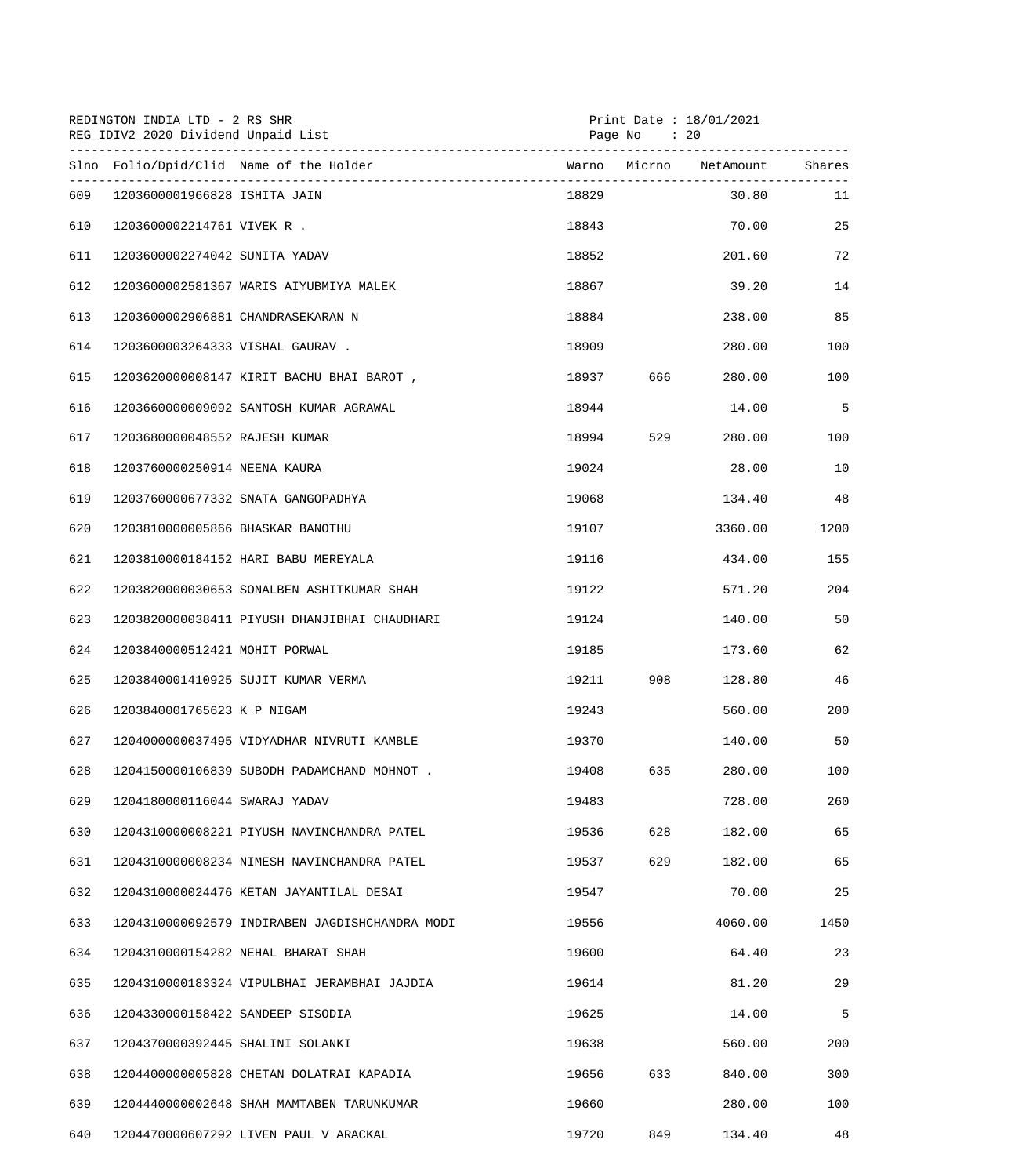REDINGTON INDIA LTD - 2 RS SHR
REG_IDIV2_2020 Dividend Unpaid List

Print Date : 18/01/2021
Page No : 20

| Slno | Folio/Dpid/Clid | Name of the Holder | Warno | Micrno | NetAmount | Shares |
|---|---|---|---|---|---|---|
| 609 | 1203600001966828 | ISHITA JAIN | 18829 | | 30.80 | 11 |
| 610 | 1203600002214761 | VIVEK R . | 18843 | | 70.00 | 25 |
| 611 | 1203600002274042 | SUNITA YADAV | 18852 | | 201.60 | 72 |
| 612 | 1203600002581367 | WARIS AIYUBMIYA MALEK | 18867 | | 39.20 | 14 |
| 613 | 1203600002906881 | CHANDRASEKARAN N | 18884 | | 238.00 | 85 |
| 614 | 1203600003264333 | VISHAL GAURAV . | 18909 | | 280.00 | 100 |
| 615 | 1203620000008147 | KIRIT BACHU BHAI BAROT , | 18937 | 666 | 280.00 | 100 |
| 616 | 1203660000009092 | SANTOSH KUMAR AGRAWAL | 18944 | | 14.00 | 5 |
| 617 | 1203680000048552 | RAJESH KUMAR | 18994 | 529 | 280.00 | 100 |
| 618 | 1203760000250914 | NEENA KAURA | 19024 | | 28.00 | 10 |
| 619 | 1203760000677332 | SNATA GANGOPADHYA | 19068 | | 134.40 | 48 |
| 620 | 1203810000005866 | BHASKAR BANOTHU | 19107 | | 3360.00 | 1200 |
| 621 | 1203810000184152 | HARI BABU MEREYALA | 19116 | | 434.00 | 155 |
| 622 | 1203820000030653 | SONALBEN ASHITKUMAR SHAH | 19122 | | 571.20 | 204 |
| 623 | 1203820000038411 | PIYUSH DHANJIBHAI CHAUDHARI | 19124 | | 140.00 | 50 |
| 624 | 1203840000512421 | MOHIT PORWAL | 19185 | | 173.60 | 62 |
| 625 | 1203840001410925 | SUJIT KUMAR VERMA | 19211 | 908 | 128.80 | 46 |
| 626 | 1203840001765623 | K P NIGAM | 19243 | | 560.00 | 200 |
| 627 | 1204000000037495 | VIDYADHAR NIVRUTI KAMBLE | 19370 | | 140.00 | 50 |
| 628 | 1204150000106839 | SUBODH PADAMCHAND MOHNOT . | 19408 | 635 | 280.00 | 100 |
| 629 | 1204180000116044 | SWARAJ YADAV | 19483 | | 728.00 | 260 |
| 630 | 1204310000008221 | PIYUSH NAVINCHANDRA PATEL | 19536 | 628 | 182.00 | 65 |
| 631 | 1204310000008234 | NIMESH NAVINCHANDRA PATEL | 19537 | 629 | 182.00 | 65 |
| 632 | 1204310000024476 | KETAN JAYANTILAL DESAI | 19547 | | 70.00 | 25 |
| 633 | 1204310000092579 | INDIRABEN JAGDISHCHANDRA MODI | 19556 | | 4060.00 | 1450 |
| 634 | 1204310000154282 | NEHAL BHARAT SHAH | 19600 | | 64.40 | 23 |
| 635 | 1204310000183324 | VIPULBHAI JERAMBHAI JAJDIA | 19614 | | 81.20 | 29 |
| 636 | 1204330000158422 | SANDEEP SISODIA | 19625 | | 14.00 | 5 |
| 637 | 1204370000392445 | SHALINI SOLANKI | 19638 | | 560.00 | 200 |
| 638 | 1204400000005828 | CHETAN DOLATRAI KAPADIA | 19656 | 633 | 840.00 | 300 |
| 639 | 1204440000002648 | SHAH MAMTABEN TARUNKUMAR | 19660 | | 280.00 | 100 |
| 640 | 1204470000607292 | LIVEN PAUL V ARACKAL | 19720 | 849 | 134.40 | 48 |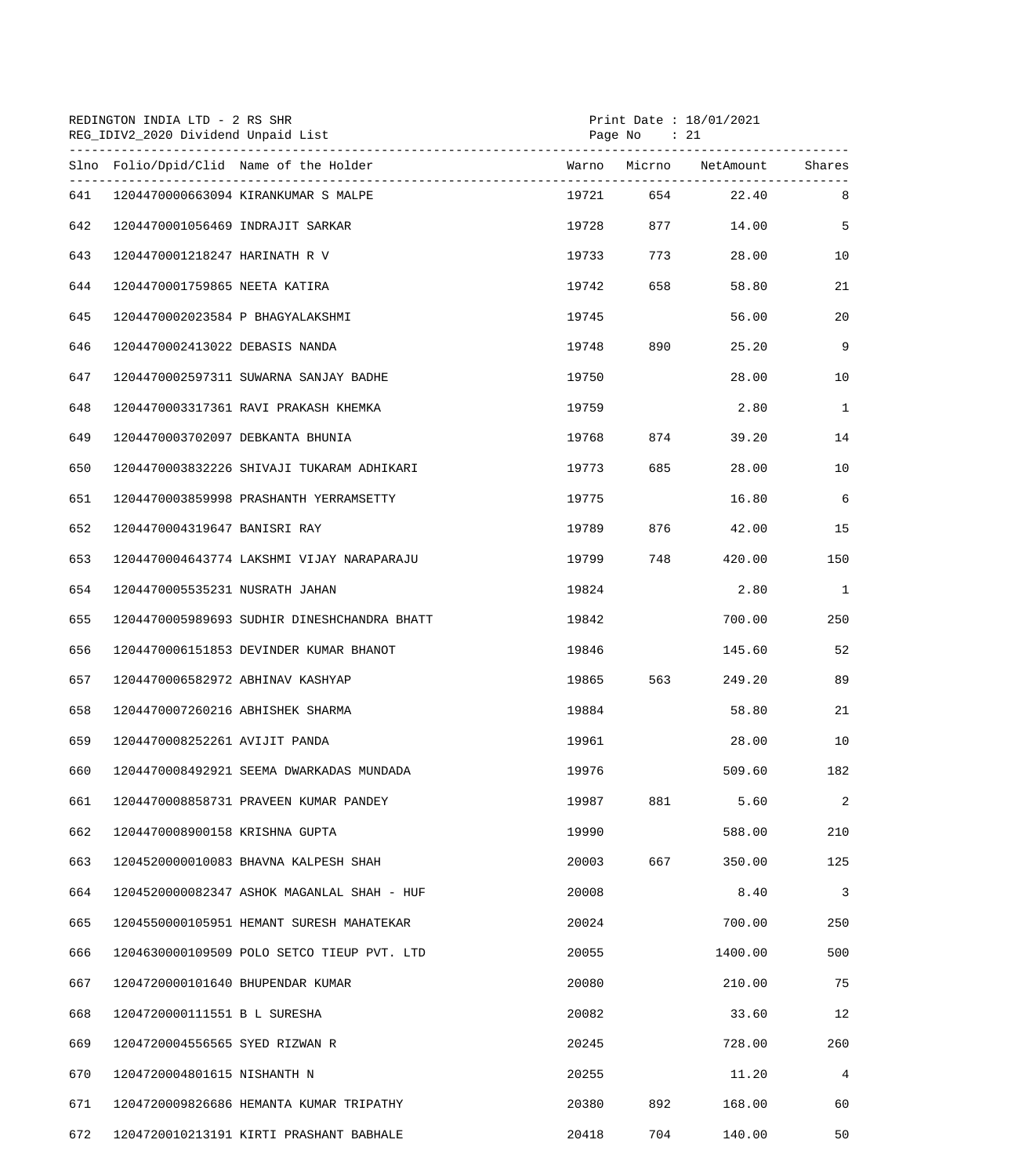REDINGTON INDIA LTD - 2 RS SHR
REG_IDIV2_2020 Dividend Unpaid List

Print Date : 18/01/2021

| Slno | Folio/Dpid/Clid | Name of the Holder | Warno | Micrno | NetAmount | Shares |
|---|---|---|---|---|---|---|
| 641 | 1204470000663094 | KIRANKUMAR S MALPE | 19721 | 654 | 22.40 | 8 |
| 642 | 1204470001056469 | INDRAJIT SARKAR | 19728 | 877 | 14.00 | 5 |
| 643 | 1204470001218247 | HARINATH R V | 19733 | 773 | 28.00 | 10 |
| 644 | 1204470001759865 | NEETA KATIRA | 19742 | 658 | 58.80 | 21 |
| 645 | 1204470002023584 | P BHAGYALAKSHMI | 19745 | | 56.00 | 20 |
| 646 | 1204470002413022 | DEBASIS NANDA | 19748 | 890 | 25.20 | 9 |
| 647 | 1204470002597311 | SUWARNA SANJAY BADHE | 19750 | | 28.00 | 10 |
| 648 | 1204470003317361 | RAVI PRAKASH KHEMKA | 19759 | | 2.80 | 1 |
| 649 | 1204470003702097 | DEBKANTA BHUNIA | 19768 | 874 | 39.20 | 14 |
| 650 | 1204470003832226 | SHIVAJI TUKARAM ADHIKARI | 19773 | 685 | 28.00 | 10 |
| 651 | 1204470003859998 | PRASHANTH YERRAMSETTY | 19775 | | 16.80 | 6 |
| 652 | 1204470004319647 | BANISRI RAY | 19789 | 876 | 42.00 | 15 |
| 653 | 1204470004643774 | LAKSHMI VIJAY NARAPARAJU | 19799 | 748 | 420.00 | 150 |
| 654 | 1204470005535231 | NUSRATH JAHAN | 19824 | | 2.80 | 1 |
| 655 | 1204470005989693 | SUDHIR DINESHCHANDRA BHATT | 19842 | | 700.00 | 250 |
| 656 | 1204470006151853 | DEVINDER KUMAR BHANOT | 19846 | | 145.60 | 52 |
| 657 | 1204470006582972 | ABHINAV KASHYAP | 19865 | 563 | 249.20 | 89 |
| 658 | 1204470007260216 | ABHISHEK SHARMA | 19884 | | 58.80 | 21 |
| 659 | 1204470008252261 | AVIJIT PANDA | 19961 | | 28.00 | 10 |
| 660 | 1204470008492921 | SEEMA DWARKADAS MUNDADA | 19976 | | 509.60 | 182 |
| 661 | 1204470008858731 | PRAVEEN KUMAR PANDEY | 19987 | 881 | 5.60 | 2 |
| 662 | 1204470008900158 | KRISHNA GUPTA | 19990 | | 588.00 | 210 |
| 663 | 1204520000010083 | BHAVNA KALPESH SHAH | 20003 | 667 | 350.00 | 125 |
| 664 | 1204520000082347 | ASHOK MAGANLAL SHAH - HUF | 20008 | | 8.40 | 3 |
| 665 | 1204550000105951 | HEMANT SURESH MAHATEKAR | 20024 | | 700.00 | 250 |
| 666 | 1204630000109509 | POLO SETCO TIEUP PVT. LTD | 20055 | | 1400.00 | 500 |
| 667 | 1204720000101640 | BHUPENDAR KUMAR | 20080 | | 210.00 | 75 |
| 668 | 1204720000111551 | B L SURESHA | 20082 | | 33.60 | 12 |
| 669 | 1204720004556565 | SYED RIZWAN R | 20245 | | 728.00 | 260 |
| 670 | 1204720004801615 | NISHANTH N | 20255 | | 11.20 | 4 |
| 671 | 1204720009826686 | HEMANTA KUMAR TRIPATHY | 20380 | 892 | 168.00 | 60 |
| 672 | 1204720010213191 | KIRTI PRASHANT BABHALE | 20418 | 704 | 140.00 | 50 |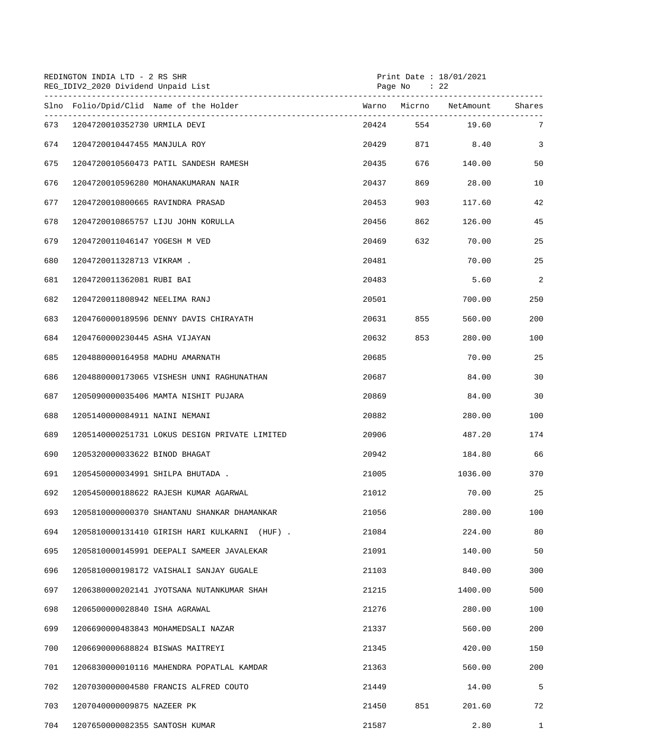REDINGTON INDIA LTD - 2 RS SHR
REG_IDIV2_2020 Dividend Unpaid List

Print Date : 18/01/2021

| Slno | Folio/Dpid/Clid | Name of the Holder | Warno | Micrno | NetAmount | Shares |
|---|---|---|---|---|---|---|
| 673 | 1204720010352730 | URMILA DEVI | 20424 | 554 | 19.60 | 7 |
| 674 | 1204720010447455 | MANJULA ROY | 20429 | 871 | 8.40 | 3 |
| 675 | 1204720010560473 | PATIL SANDESH RAMESH | 20435 | 676 | 140.00 | 50 |
| 676 | 1204720010596280 | MOHANAKUMARAN NAIR | 20437 | 869 | 28.00 | 10 |
| 677 | 1204720010800665 | RAVINDRA PRASAD | 20453 | 903 | 117.60 | 42 |
| 678 | 1204720010865757 | LIJU JOHN KORULLA | 20456 | 862 | 126.00 | 45 |
| 679 | 1204720011046147 | YOGESH M VED | 20469 | 632 | 70.00 | 25 |
| 680 | 1204720011328713 | VIKRAM . | 20481 | | 70.00 | 25 |
| 681 | 1204720011362081 | RUBI BAI | 20483 | | 5.60 | 2 |
| 682 | 1204720011808942 | NEELIMA RANJ | 20501 | | 700.00 | 250 |
| 683 | 1204760000189596 | DENNY DAVIS CHIRAYATH | 20631 | 855 | 560.00 | 200 |
| 684 | 1204760000230445 | ASHA VIJAYAN | 20632 | 853 | 280.00 | 100 |
| 685 | 1204880000164958 | MADHU AMARNATH | 20685 | | 70.00 | 25 |
| 686 | 1204880000173065 | VISHESH UNNI RAGHUNATHAN | 20687 | | 84.00 | 30 |
| 687 | 1205090000035406 | MAMTA NISHIT PUJARA | 20869 | | 84.00 | 30 |
| 688 | 1205140000084911 | NAINI NEMANI | 20882 | | 280.00 | 100 |
| 689 | 1205140000251731 | LOKUS DESIGN PRIVATE LIMITED | 20906 | | 487.20 | 174 |
| 690 | 1205320000033622 | BINOD BHAGAT | 20942 | | 184.80 | 66 |
| 691 | 1205450000034991 | SHILPA BHUTADA . | 21005 | | 1036.00 | 370 |
| 692 | 1205450000188622 | RAJESH KUMAR AGARWAL | 21012 | | 70.00 | 25 |
| 693 | 1205810000000370 | SHANTANU SHANKAR DHAMANKAR | 21056 | | 280.00 | 100 |
| 694 | 1205810000131410 | GIRISH HARI KULKARNI (HUF) . | 21084 | | 224.00 | 80 |
| 695 | 1205810000145991 | DEEPALI SAMEER JAVALEKAR | 21091 | | 140.00 | 50 |
| 696 | 1205810000198172 | VAISHALI SANJAY GUGALE | 21103 | | 840.00 | 300 |
| 697 | 1206380000202141 | JYOTSANA NUTANKUMAR SHAH | 21215 | | 1400.00 | 500 |
| 698 | 1206500000028840 | ISHA AGRAWAL | 21276 | | 280.00 | 100 |
| 699 | 1206690000483843 | MOHAMEDSALI NAZAR | 21337 | | 560.00 | 200 |
| 700 | 1206690000688824 | BISWAS MAITREYI | 21345 | | 420.00 | 150 |
| 701 | 1206830000010116 | MAHENDRA POPATLAL KAMDAR | 21363 | | 560.00 | 200 |
| 702 | 1207030000004580 | FRANCIS ALFRED COUTO | 21449 | | 14.00 | 5 |
| 703 | 1207040000009875 | NAZEER PK | 21450 | 851 | 201.60 | 72 |
| 704 | 1207650000082355 | SANTOSH KUMAR | 21587 | | 2.80 | 1 |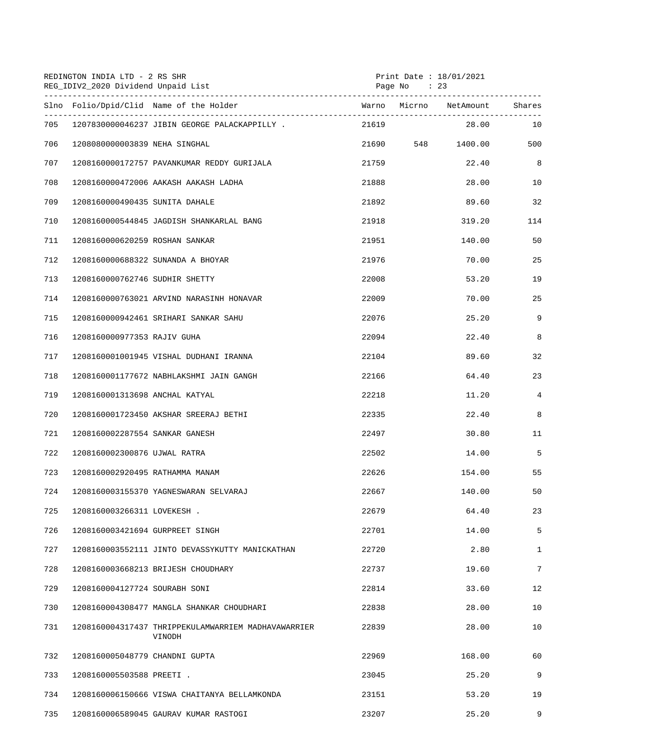REDINGTON INDIA LTD - 2 RS SHR

REG_IDIV2_2020 Dividend Unpaid List

Print Date : 18/01/2021

| Slno | Folio/Dpid/Clid | Name of the Holder | Warno | Micrno | NetAmount | Shares |
|---|---|---|---|---|---|---|
| 705 | 1207830000046237 | JIBIN GEORGE PALACKAPPILLY . | 21619 | | 28.00 | 10 |
| 706 | 1208080000003839 | NEHA SINGHAL | 21690 | 548 | 1400.00 | 500 |
| 707 | 1208160000172757 | PAVANKUMAR REDDY GURIJALA | 21759 | | 22.40 | 8 |
| 708 | 1208160000472006 | AAKASH AAKASH LADHA | 21888 | | 28.00 | 10 |
| 709 | 1208160000490435 | SUNITA DAHALE | 21892 | | 89.60 | 32 |
| 710 | 1208160000544845 | JAGDISH SHANKARLAL BANG | 21918 | | 319.20 | 114 |
| 711 | 1208160000620259 | ROSHAN SANKAR | 21951 | | 140.00 | 50 |
| 712 | 1208160000688322 | SUNANDA A BHOYAR | 21976 | | 70.00 | 25 |
| 713 | 1208160000762746 | SUDHIR SHETTY | 22008 | | 53.20 | 19 |
| 714 | 1208160000763021 | ARVIND NARASINH HONAVAR | 22009 | | 70.00 | 25 |
| 715 | 1208160000942461 | SRIHARI SANKAR SAHU | 22076 | | 25.20 | 9 |
| 716 | 1208160000977353 | RAJIV GUHA | 22094 | | 22.40 | 8 |
| 717 | 1208160001001945 | VISHAL DUDHANI IRANNA | 22104 | | 89.60 | 32 |
| 718 | 1208160001177672 | NABHLAKSHMI JAIN GANGH | 22166 | | 64.40 | 23 |
| 719 | 1208160001313698 | ANCHAL KATYAL | 22218 | | 11.20 | 4 |
| 720 | 1208160001723450 | AKSHAR SREERAJ BETHI | 22335 | | 22.40 | 8 |
| 721 | 1208160002287554 | SANKAR GANESH | 22497 | | 30.80 | 11 |
| 722 | 1208160002300876 | UJWAL RATRA | 22502 | | 14.00 | 5 |
| 723 | 1208160002920495 | RATHAMMA MANAM | 22626 | | 154.00 | 55 |
| 724 | 1208160003155370 | YAGNESWARAN SELVARAJ | 22667 | | 140.00 | 50 |
| 725 | 1208160003266311 | LOVEKESH . | 22679 | | 64.40 | 23 |
| 726 | 1208160003421694 | GURPREET SINGH | 22701 | | 14.00 | 5 |
| 727 | 1208160003552111 | JINTO DEVASSYKUTTY MANICKATHAN | 22720 | | 2.80 | 1 |
| 728 | 1208160003668213 | BRIJESH CHOUDHARY | 22737 | | 19.60 | 7 |
| 729 | 1208160004127724 | SOURABH SONI | 22814 | | 33.60 | 12 |
| 730 | 1208160004308477 | MANGLA SHANKAR CHOUDHARI | 22838 | | 28.00 | 10 |
| 731 | 1208160004317437 | THRIPPEKULAMWARRIEM MADHAVAWARRIER VINODH | 22839 | | 28.00 | 10 |
| 732 | 1208160005048779 | CHANDNI GUPTA | 22969 | | 168.00 | 60 |
| 733 | 1208160005503588 | PREETI . | 23045 | | 25.20 | 9 |
| 734 | 1208160006150666 | VISWA CHAITANYA BELLAMKONDA | 23151 | | 53.20 | 19 |
| 735 | 1208160006589045 | GAURAV KUMAR RASTOGI | 23207 | | 25.20 | 9 |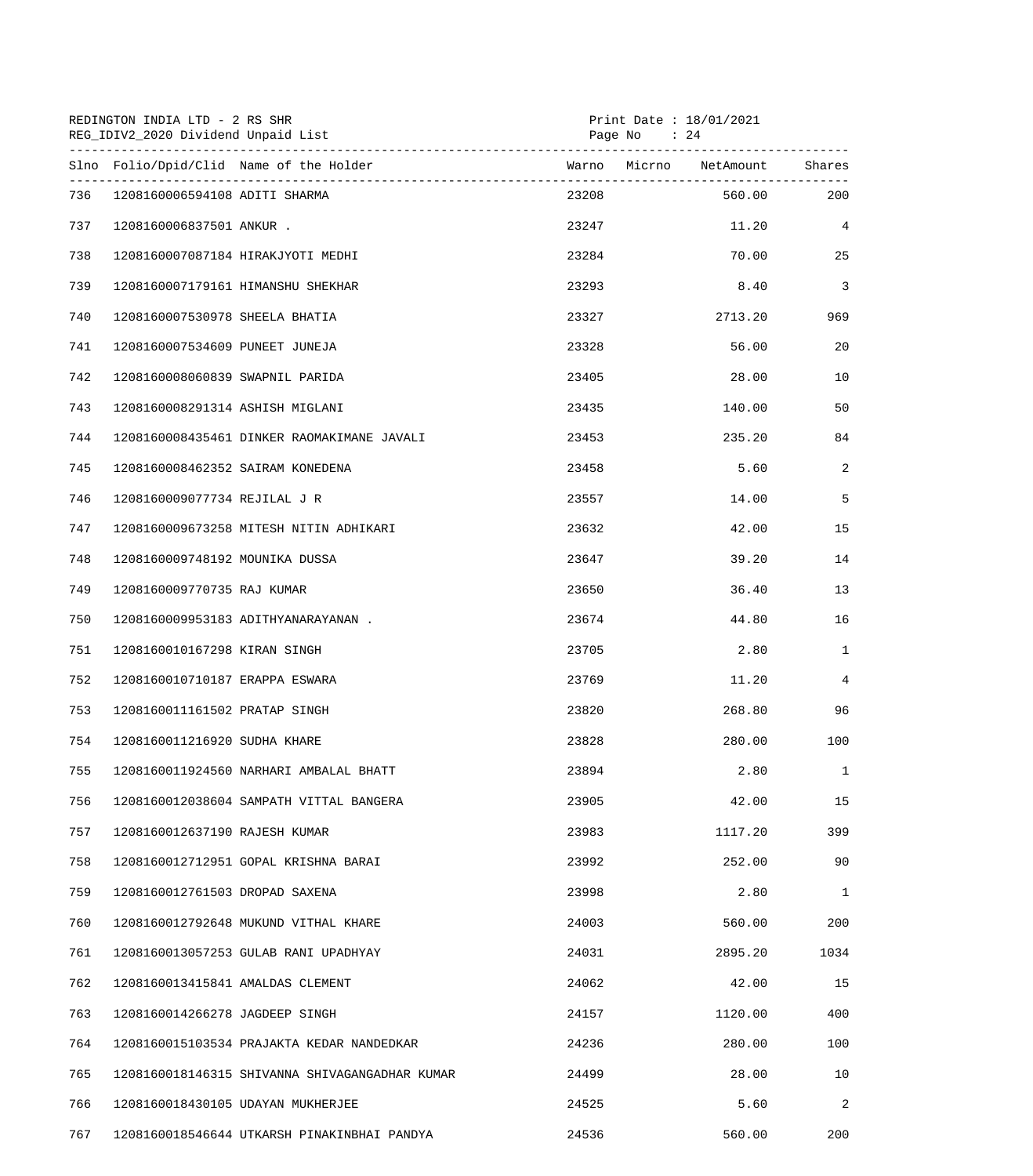REDINGTON INDIA LTD - 2 RS SHR
REG_IDIV2_2020 Dividend Unpaid List

Print Date : 18/01/2021

| Slno | Folio/Dpid/Clid | Name of the Holder | Warno | Micrno | NetAmount | Shares |
|---|---|---|---|---|---|---|
| 736 | 1208160006594108 | ADITI SHARMA | 23208 | | 560.00 | 200 |
| 737 | 1208160006837501 | ANKUR . | 23247 | | 11.20 | 4 |
| 738 | 1208160007087184 | HIRAKJYOTI MEDHI | 23284 | | 70.00 | 25 |
| 739 | 1208160007179161 | HIMANSHU SHEKHAR | 23293 | | 8.40 | 3 |
| 740 | 1208160007530978 | SHEELA BHATIA | 23327 | | 2713.20 | 969 |
| 741 | 1208160007534609 | PUNEET JUNEJA | 23328 | | 56.00 | 20 |
| 742 | 1208160008060839 | SWAPNIL PARIDA | 23405 | | 28.00 | 10 |
| 743 | 1208160008291314 | ASHISH MIGLANI | 23435 | | 140.00 | 50 |
| 744 | 1208160008435461 | DINKER RAOMAKIMANE JAVALI | 23453 | | 235.20 | 84 |
| 745 | 1208160008462352 | SAIRAM KONEDENA | 23458 | | 5.60 | 2 |
| 746 | 1208160009077734 | REJILAL J R | 23557 | | 14.00 | 5 |
| 747 | 1208160009673258 | MITESH NITIN ADHIKARI | 23632 | | 42.00 | 15 |
| 748 | 1208160009748192 | MOUNIKA DUSSA | 23647 | | 39.20 | 14 |
| 749 | 1208160009770735 | RAJ KUMAR | 23650 | | 36.40 | 13 |
| 750 | 1208160009953183 | ADITHYANARAYANAN . | 23674 | | 44.80 | 16 |
| 751 | 1208160010167298 | KIRAN SINGH | 23705 | | 2.80 | 1 |
| 752 | 1208160010710187 | ERAPPA ESWARA | 23769 | | 11.20 | 4 |
| 753 | 1208160011161502 | PRATAP SINGH | 23820 | | 268.80 | 96 |
| 754 | 1208160011216920 | SUDHA KHARE | 23828 | | 280.00 | 100 |
| 755 | 1208160011924560 | NARHARI AMBALAL BHATT | 23894 | | 2.80 | 1 |
| 756 | 1208160012038604 | SAMPATH VITTAL BANGERA | 23905 | | 42.00 | 15 |
| 757 | 1208160012637190 | RAJESH KUMAR | 23983 | | 1117.20 | 399 |
| 758 | 1208160012712951 | GOPAL KRISHNA BARAI | 23992 | | 252.00 | 90 |
| 759 | 1208160012761503 | DROPAD SAXENA | 23998 | | 2.80 | 1 |
| 760 | 1208160012792648 | MUKUND VITHAL KHARE | 24003 | | 560.00 | 200 |
| 761 | 1208160013057253 | GULAB RANI UPADHYAY | 24031 | | 2895.20 | 1034 |
| 762 | 1208160013415841 | AMALDAS CLEMENT | 24062 | | 42.00 | 15 |
| 763 | 1208160014266278 | JAGDEEP SINGH | 24157 | | 1120.00 | 400 |
| 764 | 1208160015103534 | PRAJAKTA KEDAR NANDEDKAR | 24236 | | 280.00 | 100 |
| 765 | 1208160018146315 | SHIVANNA SHIVAGANGADHAR KUMAR | 24499 | | 28.00 | 10 |
| 766 | 1208160018430105 | UDAYAN MUKHERJEE | 24525 | | 5.60 | 2 |
| 767 | 1208160018546644 | UTKARSH PINAKINBHAI PANDYA | 24536 | | 560.00 | 200 |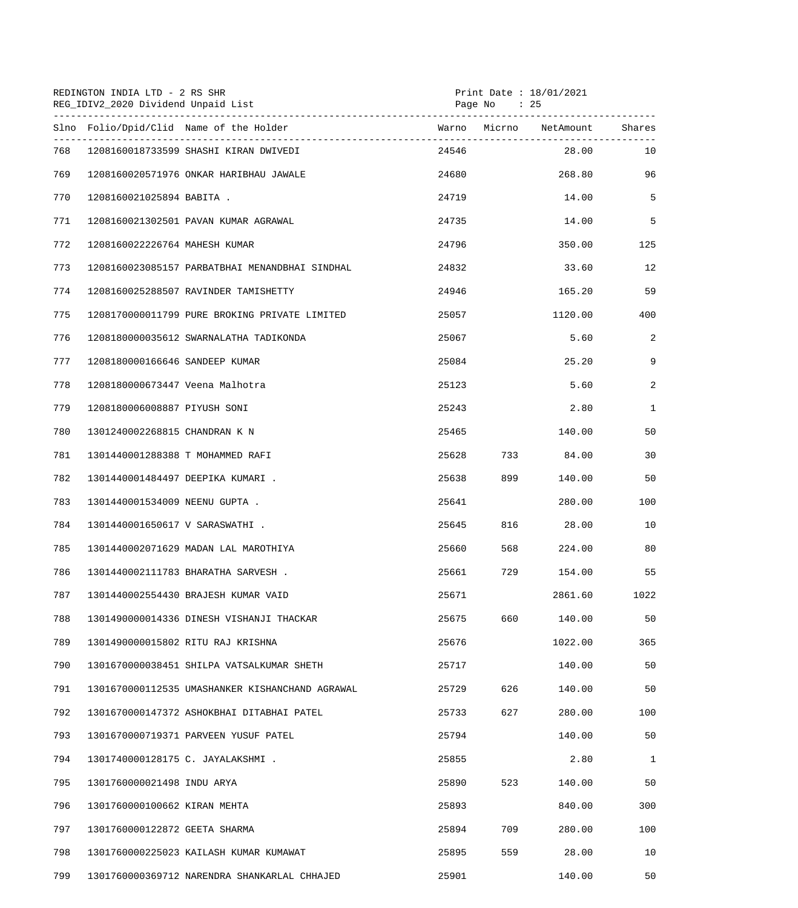REDINGTON INDIA LTD - 2 RS SHR
REG_IDIV2_2020 Dividend Unpaid List

Print Date : 18/01/2021

| Slno | Folio/Dpid/Clid | Name of the Holder | Warno | Micrno | NetAmount | Shares |
|---|---|---|---|---|---|---|
| 768 | 1208160018733599 | SHASHI KIRAN DWIVEDI | 24546 | | 28.00 | 10 |
| 769 | 1208160020571976 | ONKAR HARIBHAU JAWALE | 24680 | | 268.80 | 96 |
| 770 | 1208160021025894 | BABITA . | 24719 | | 14.00 | 5 |
| 771 | 1208160021302501 | PAVAN KUMAR AGRAWAL | 24735 | | 14.00 | 5 |
| 772 | 1208160022226764 | MAHESH KUMAR | 24796 | | 350.00 | 125 |
| 773 | 1208160023085157 | PARBATBHAI MENANDBHAI SINDHAL | 24832 | | 33.60 | 12 |
| 774 | 1208160025288507 | RAVINDER TAMISHETTY | 24946 | | 165.20 | 59 |
| 775 | 1208170000011799 | PURE BROKING PRIVATE LIMITED | 25057 | | 1120.00 | 400 |
| 776 | 1208180000035612 | SWARNALATHA TADIKONDA | 25067 | | 5.60 | 2 |
| 777 | 1208180000166646 | SANDEEP KUMAR | 25084 | | 25.20 | 9 |
| 778 | 1208180000673447 | Veena Malhotra | 25123 | | 5.60 | 2 |
| 779 | 1208180006008887 | PIYUSH SONI | 25243 | | 2.80 | 1 |
| 780 | 1301240002268815 | CHANDRAN K N | 25465 | | 140.00 | 50 |
| 781 | 1301440001288388 | T MOHAMMED RAFI | 25628 | 733 | 84.00 | 30 |
| 782 | 1301440001484497 | DEEPIKA KUMARI . | 25638 | 899 | 140.00 | 50 |
| 783 | 1301440001534009 | NEENU GUPTA . | 25641 | | 280.00 | 100 |
| 784 | 1301440001650617 | V SARASWATHI . | 25645 | 816 | 28.00 | 10 |
| 785 | 1301440002071629 | MADAN LAL MAROTHIYA | 25660 | 568 | 224.00 | 80 |
| 786 | 1301440002111783 | BHARATHA SARVESH . | 25661 | 729 | 154.00 | 55 |
| 787 | 1301440002554430 | BRAJESH KUMAR VAID | 25671 | | 2861.60 | 1022 |
| 788 | 1301490000014336 | DINESH VISHANJI THACKAR | 25675 | 660 | 140.00 | 50 |
| 789 | 1301490000015802 | RITU RAJ KRISHNA | 25676 | | 1022.00 | 365 |
| 790 | 1301670000038451 | SHILPA VATSALKUMAR SHETH | 25717 | | 140.00 | 50 |
| 791 | 1301670000112535 | UMASHANKER KISHANCHAND AGRAWAL | 25729 | 626 | 140.00 | 50 |
| 792 | 1301670000147372 | ASHOKBHAI DITABHAI PATEL | 25733 | 627 | 280.00 | 100 |
| 793 | 1301670000719371 | PARVEEN YUSUF PATEL | 25794 | | 140.00 | 50 |
| 794 | 1301740000128175 | C. JAYALAKSHMI . | 25855 | | 2.80 | 1 |
| 795 | 1301760000021498 | INDU ARYA | 25890 | 523 | 140.00 | 50 |
| 796 | 1301760000100662 | KIRAN MEHTA | 25893 | | 840.00 | 300 |
| 797 | 1301760000122872 | GEETA SHARMA | 25894 | 709 | 280.00 | 100 |
| 798 | 1301760000225023 | KAILASH KUMAR KUMAWAT | 25895 | 559 | 28.00 | 10 |
| 799 | 1301760000369712 | NARENDRA SHANKARLAL CHHAJED | 25901 | | 140.00 | 50 |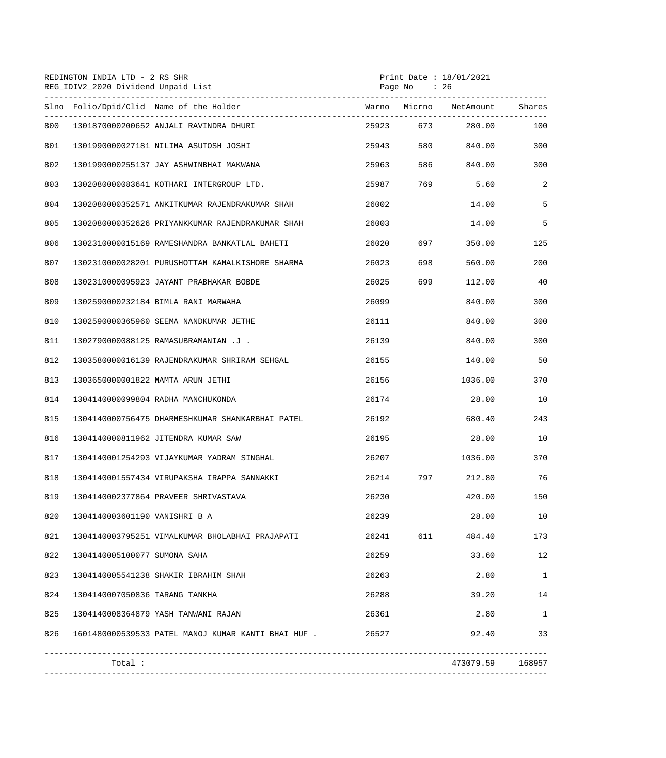REDINGTON INDIA LTD - 2 RS SHR
REG_IDIV2_2020 Dividend Unpaid List

Print Date : 18/01/2021

| Slno | Folio/Dpid/Clid | Name of the Holder | Warno | Micrno | NetAmount | Shares |
|---|---|---|---|---|---|---|
| 800 | 1301870000200652 | ANJALI RAVINDRA DHURI | 25923 | 673 | 280.00 | 100 |
| 801 | 1301990000027181 | NILIMA ASUTOSH JOSHI | 25943 | 580 | 840.00 | 300 |
| 802 | 1301990000255137 | JAY ASHWINBHAI MAKWANA | 25963 | 586 | 840.00 | 300 |
| 803 | 1302080000083641 | KOTHARI INTERGROUP LTD. | 25987 | 769 | 5.60 | 2 |
| 804 | 1302080000352571 | ANKITKUMAR RAJENDRAKUMAR SHAH | 26002 | | 14.00 | 5 |
| 805 | 1302080000352626 | PRIYANKKUMAR RAJENDRAKUMAR SHAH | 26003 | | 14.00 | 5 |
| 806 | 1302310000015169 | RAMESHANDRA BANKATLAL BAHETI | 26020 | 697 | 350.00 | 125 |
| 807 | 1302310000028201 | PURUSHOTTAM KAMALKISHORE SHARMA | 26023 | 698 | 560.00 | 200 |
| 808 | 1302310000095923 | JAYANT PRABHAKAR BOBDE | 26025 | 699 | 112.00 | 40 |
| 809 | 1302590000232184 | BIMLA RANI MARWAHA | 26099 | | 840.00 | 300 |
| 810 | 1302590000365960 | SEEMA NANDKUMAR JETHE | 26111 | | 840.00 | 300 |
| 811 | 1302790000088125 | RAMASUBRAMANIAN .J . | 26139 | | 840.00 | 300 |
| 812 | 1303580000016139 | RAJENDRAKUMAR SHRIRAM SEHGAL | 26155 | | 140.00 | 50 |
| 813 | 1303650000001822 | MAMTA ARUN JETHI | 26156 | | 1036.00 | 370 |
| 814 | 1304140000099804 | RADHA MANCHUKONDA | 26174 | | 28.00 | 10 |
| 815 | 1304140000756475 | DHARMESHKUMAR SHANKARBHAI PATEL | 26192 | | 680.40 | 243 |
| 816 | 1304140000811962 | JITENDRA KUMAR SAW | 26195 | | 28.00 | 10 |
| 817 | 1304140001254293 | VIJAYKUMAR YADRAM SINGHAL | 26207 | | 1036.00 | 370 |
| 818 | 1304140001557434 | VIRUPAKSHA IRAPPA SANNAKKI | 26214 | 797 | 212.80 | 76 |
| 819 | 1304140002377864 | PRAVEER SHRIVASTAVA | 26230 | | 420.00 | 150 |
| 820 | 1304140003601190 | VANISHRI B A | 26239 | | 28.00 | 10 |
| 821 | 1304140003795251 | VIMALKUMAR BHOLABHAI PRAJAPATI | 26241 | 611 | 484.40 | 173 |
| 822 | 1304140005100077 | SUMONA SAHA | 26259 | | 33.60 | 12 |
| 823 | 1304140005541238 | SHAKIR IBRAHIM SHAH | 26263 | | 2.80 | 1 |
| 824 | 1304140007050836 | TARANG TANKHA | 26288 | | 39.20 | 14 |
| 825 | 1304140008364879 | YASH TANWANI RAJAN | 26361 | | 2.80 | 1 |
| 826 | 1601480000539533 | PATEL MANOJ KUMAR KANTI BHAI HUF . | 26527 | | 92.40 | 33 |
| | Total : | | | | 473079.59 | 168957 |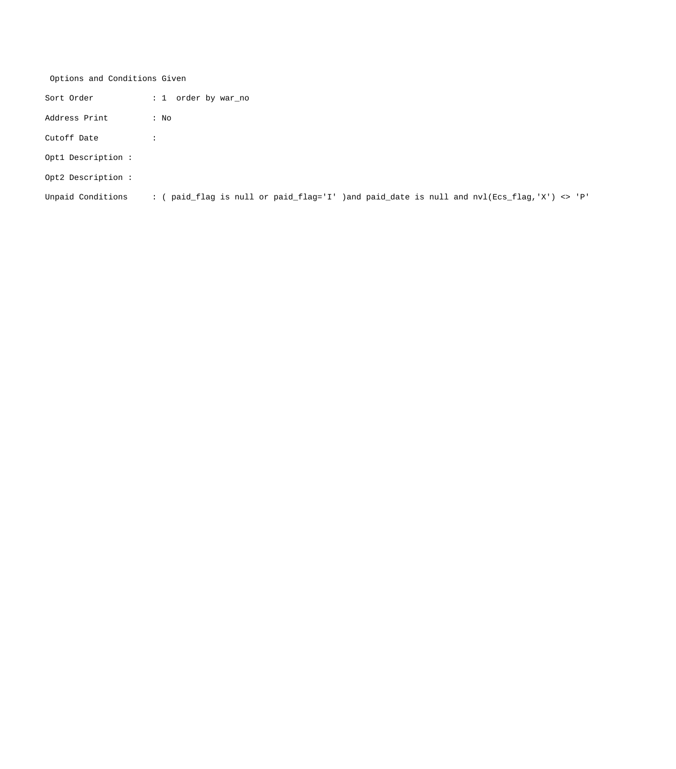Options and Conditions Given

Sort Order : 1 order by war_no

Address Print : No

Cutoff Date :

Opt1 Description :

Opt2 Description :

Unpaid Conditions : ( paid_flag is null or paid_flag='I' )and paid_date is null and nvl(Ecs_flag,'X') <> 'P'